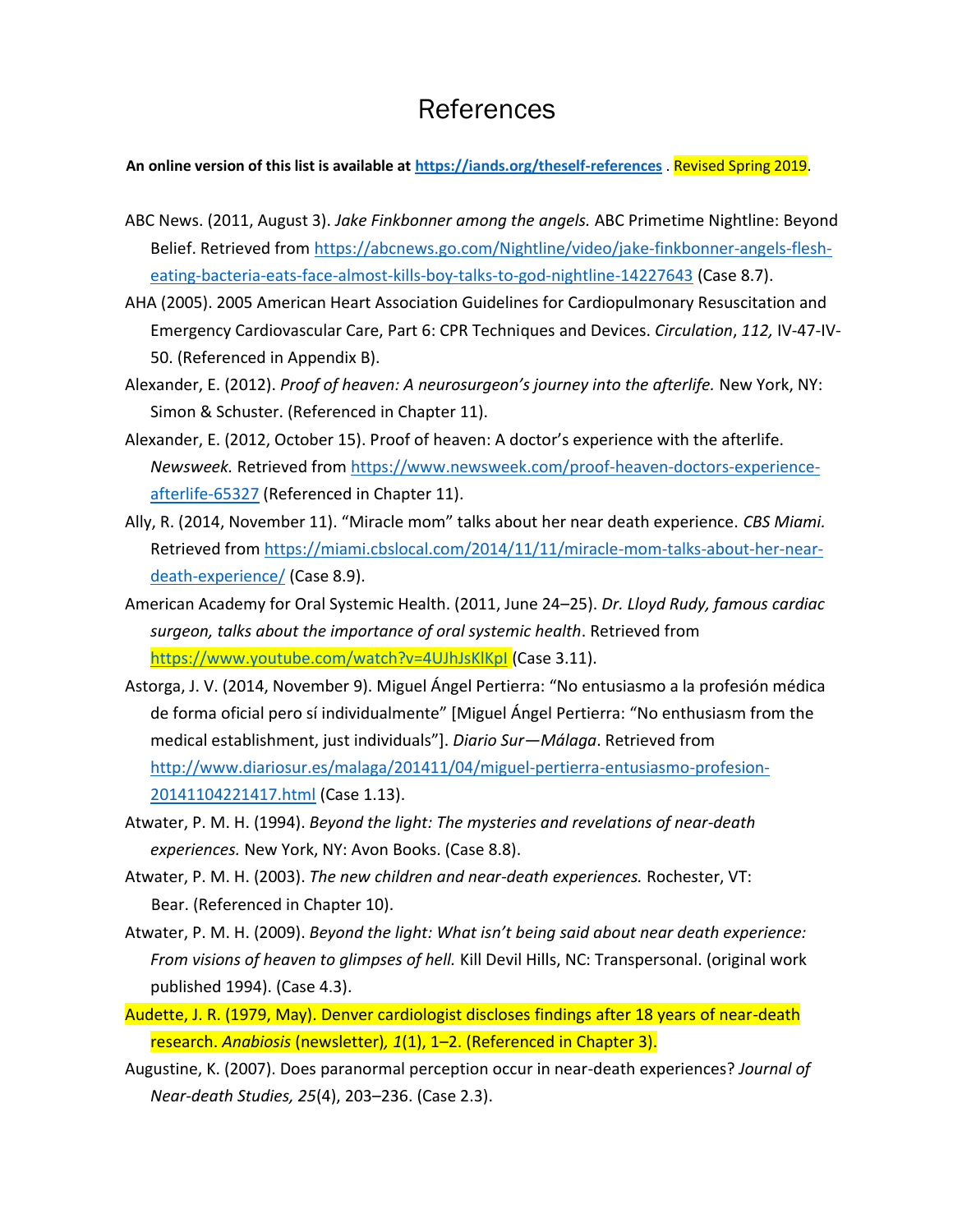# References

**An online version of this list is available at https://iands.org/theself-references** . Revised Spring 2019.

ABC News. (2011, August 3). *Jake Finkbonner among the angels.* ABC Primetime Nightline: Beyond Belief. Retrieved from https://abcnews.go.com/Nightline/video/jake-finkbonner-angels-flesh-eating-bacteria-eats-face-almost-kills-boy-talks-to-god-nightline-14227643 (Case 8.7).

AHA (2005). 2005 American Heart Association Guidelines for Cardiopulmonary Resuscitation and Emergency Cardiovascular Care, Part 6: CPR Techniques and Devices. *Circulation*, *112,* IV-47-IV-50. (Referenced in Appendix B).

Alexander, E. (2012). *Proof of heaven: A neurosurgeon's journey into the afterlife.* New York, NY: Simon & Schuster. (Referenced in Chapter 11).

Alexander, E. (2012, October 15). Proof of heaven: A doctor's experience with the afterlife. *Newsweek.* Retrieved from https://www.newsweek.com/proof-heaven-doctors-experience-afterlife-65327 (Referenced in Chapter 11).

Ally, R. (2014, November 11). "Miracle mom" talks about her near death experience. *CBS Miami.* Retrieved from https://miami.cbslocal.com/2014/11/11/miracle-mom-talks-about-her-near-death-experience/ (Case 8.9).

American Academy for Oral Systemic Health. (2011, June 24–25). *Dr. Lloyd Rudy, famous cardiac surgeon, talks about the importance of oral systemic health*. Retrieved from https://www.youtube.com/watch?v=4UJhJsKlKpI (Case 3.11).

Astorga, J. V. (2014, November 9). Miguel Ángel Pertierra: "No entusiasmo a la profesión médica de forma oficial pero sí individualmente" [Miguel Ángel Pertierra: "No enthusiasm from the medical establishment, just individuals"]. *Diario Sur—Málaga*. Retrieved from http://www.diariosur.es/malaga/201411/04/miguel-pertierra-entusiasmo-profesion-20141104221417.html (Case 1.13).

Atwater, P. M. H. (1994). *Beyond the light: The mysteries and revelations of near-death experiences.* New York, NY: Avon Books. (Case 8.8).

Atwater, P. M. H. (2003). *The new children and near-death experiences.* Rochester, VT: Bear. (Referenced in Chapter 10).

Atwater, P. M. H. (2009). *Beyond the light: What isn't being said about near death experience: From visions of heaven to glimpses of hell.* Kill Devil Hills, NC: Transpersonal. (original work published 1994). (Case 4.3).

Audette, J. R. (1979, May). Denver cardiologist discloses findings after 18 years of near-death research. *Anabiosis* (newsletter)*, 1*(1), 1–2. (Referenced in Chapter 3).

Augustine, K. (2007). Does paranormal perception occur in near-death experiences? *Journal of Near-death Studies, 25*(4), 203–236. (Case 2.3).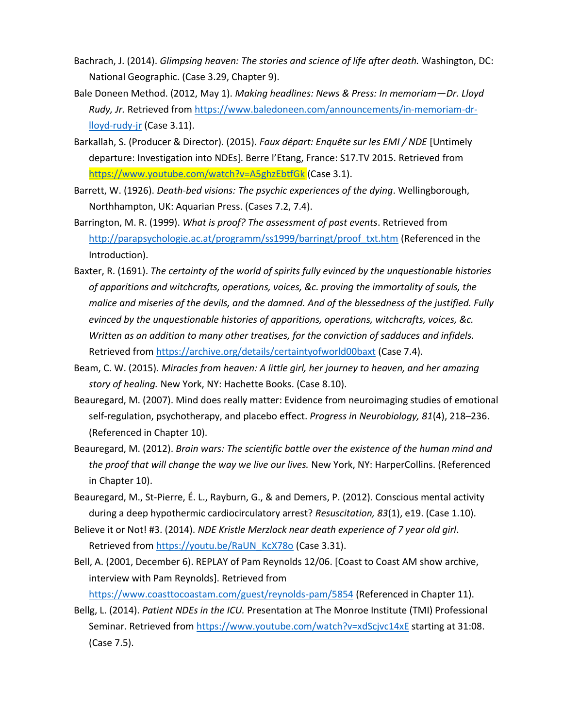Bachrach, J. (2014). *Glimpsing heaven: The stories and science of life after death.* Washington, DC: National Geographic. (Case 3.29, Chapter 9).

Bale Doneen Method. (2012, May 1). *Making headlines: News & Press: In memoriam—Dr. Lloyd Rudy, Jr.* Retrieved from https://www.baledoneen.com/announcements/in-memoriam-dr-lloyd-rudy-jr (Case 3.11).

Barkallah, S. (Producer & Director). (2015). *Faux départ: Enquête sur les EMI / NDE* [Untimely departure: Investigation into NDEs]. Berre l'Etang, France: S17.TV 2015. Retrieved from https://www.youtube.com/watch?v=A5ghzEbtfGk (Case 3.1).

Barrett, W. (1926). *Death-bed visions: The psychic experiences of the dying*. Wellingborough, Northhampton, UK: Aquarian Press. (Cases 7.2, 7.4).

Barrington, M. R. (1999). *What is proof? The assessment of past events*. Retrieved from http://parapsychologie.ac.at/programm/ss1999/barringt/proof_txt.htm (Referenced in the Introduction).

Baxter, R. (1691). *The certainty of the world of spirits fully evinced by the unquestionable histories of apparitions and witchcrafts, operations, voices, &c. proving the immortality of souls, the malice and miseries of the devils, and the damned. And of the blessedness of the justified. Fully evinced by the unquestionable histories of apparitions, operations, witchcrafts, voices, &c. Written as an addition to many other treatises, for the conviction of sadduces and infidels.* Retrieved from https://archive.org/details/certaintyofworld00baxt (Case 7.4).

Beam, C. W. (2015). *Miracles from heaven: A little girl, her journey to heaven, and her amazing story of healing.* New York, NY: Hachette Books. (Case 8.10).

Beauregard, M. (2007). Mind does really matter: Evidence from neuroimaging studies of emotional self-regulation, psychotherapy, and placebo effect. *Progress in Neurobiology, 81*(4), 218–236. (Referenced in Chapter 10).

Beauregard, M. (2012). *Brain wars: The scientific battle over the existence of the human mind and the proof that will change the way we live our lives.* New York, NY: HarperCollins. (Referenced in Chapter 10).

Beauregard, M., St-Pierre, É. L., Rayburn, G., & and Demers, P. (2012). Conscious mental activity during a deep hypothermic cardiocirculatory arrest? *Resuscitation, 83*(1), e19. (Case 1.10).

Believe it or Not! #3. (2014). *NDE Kristle Merzlock near death experience of 7 year old girl*. Retrieved from https://youtu.be/RaUN_KcX78o (Case 3.31).

Bell, A. (2001, December 6). REPLAY of Pam Reynolds 12/06. [Coast to Coast AM show archive, interview with Pam Reynolds]. Retrieved from https://www.coasttocoastam.com/guest/reynolds-pam/5854 (Referenced in Chapter 11).

Bellg, L. (2014). *Patient NDEs in the ICU.* Presentation at The Monroe Institute (TMI) Professional Seminar. Retrieved from https://www.youtube.com/watch?v=xdScjvc14xE starting at 31:08. (Case 7.5).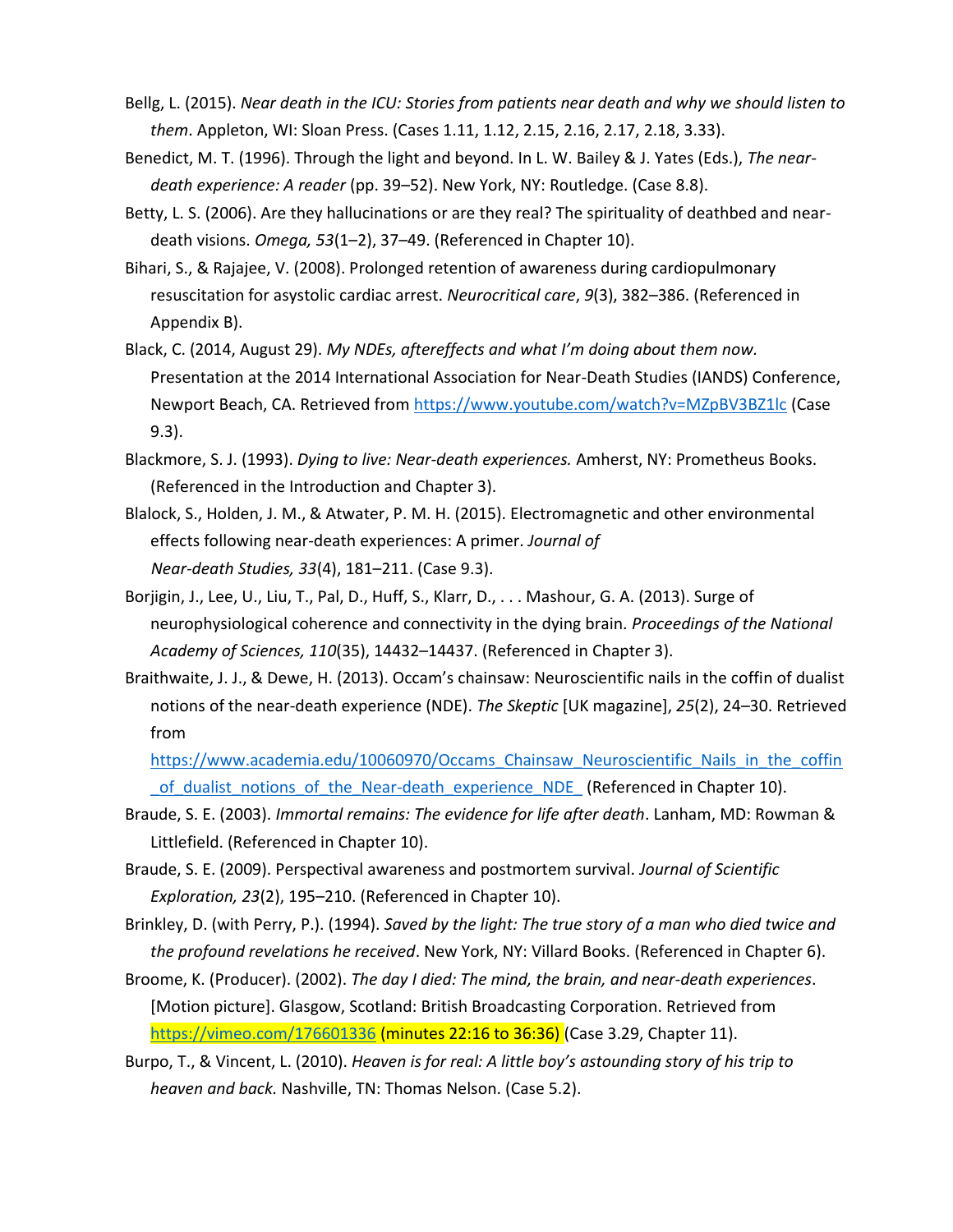Bellg, L. (2015). *Near death in the ICU: Stories from patients near death and why we should listen to them*. Appleton, WI: Sloan Press. (Cases 1.11, 1.12, 2.15, 2.16, 2.17, 2.18, 3.33).

Benedict, M. T. (1996). Through the light and beyond. In L. W. Bailey & J. Yates (Eds.), *The near-death experience: A reader* (pp. 39–52). New York, NY: Routledge. (Case 8.8).

Betty, L. S. (2006). Are they hallucinations or are they real? The spirituality of deathbed and near-death visions. *Omega, 53*(1–2), 37–49. (Referenced in Chapter 10).

Bihari, S., & Rajajee, V. (2008). Prolonged retention of awareness during cardiopulmonary resuscitation for asystolic cardiac arrest. *Neurocritical care*, *9*(3), 382–386. (Referenced in Appendix B).

Black, C. (2014, August 29). *My NDEs, aftereffects and what I'm doing about them now.* Presentation at the 2014 International Association for Near-Death Studies (IANDS) Conference, Newport Beach, CA. Retrieved from https://www.youtube.com/watch?v=MZpBV3BZ1lc (Case 9.3).

Blackmore, S. J. (1993). *Dying to live: Near-death experiences.* Amherst, NY: Prometheus Books. (Referenced in the Introduction and Chapter 3).

Blalock, S., Holden, J. M., & Atwater, P. M. H. (2015). Electromagnetic and other environmental effects following near-death experiences: A primer. *Journal of Near-death Studies, 33*(4), 181–211. (Case 9.3).

Borjigin, J., Lee, U., Liu, T., Pal, D., Huff, S., Klarr, D., . . . Mashour, G. A. (2013). Surge of neurophysiological coherence and connectivity in the dying brain. *Proceedings of the National Academy of Sciences, 110*(35), 14432–14437. (Referenced in Chapter 3).

Braithwaite, J. J., & Dewe, H. (2013). Occam's chainsaw: Neuroscientific nails in the coffin of dualist notions of the near-death experience (NDE). *The Skeptic* [UK magazine], *25*(2), 24–30. Retrieved from https://www.academia.edu/10060970/Occams_Chainsaw_Neuroscientific_Nails_in_the_coffin_of_dualist_notions_of_the_Near-death_experience_NDE_ (Referenced in Chapter 10).

Braude, S. E. (2003). *Immortal remains: The evidence for life after death*. Lanham, MD: Rowman & Littlefield. (Referenced in Chapter 10).

Braude, S. E. (2009). Perspectival awareness and postmortem survival. *Journal of Scientific Exploration, 23*(2), 195–210. (Referenced in Chapter 10).

Brinkley, D. (with Perry, P.). (1994). *Saved by the light: The true story of a man who died twice and the profound revelations he received*. New York, NY: Villard Books. (Referenced in Chapter 6).

Broome, K. (Producer). (2002). *The day I died: The mind, the brain, and near-death experiences*. [Motion picture]. Glasgow, Scotland: British Broadcasting Corporation. Retrieved from https://vimeo.com/176601336 (minutes 22:16 to 36:36) (Case 3.29, Chapter 11).

Burpo, T., & Vincent, L. (2010). *Heaven is for real: A little boy's astounding story of his trip to heaven and back.* Nashville, TN: Thomas Nelson. (Case 5.2).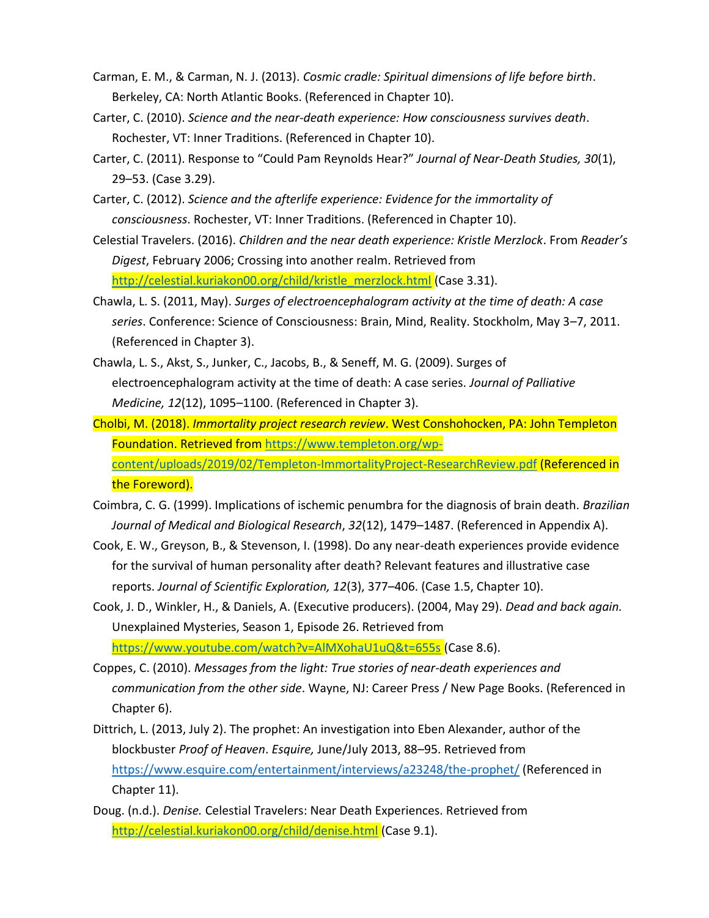Carman, E. M., & Carman, N. J. (2013). *Cosmic cradle: Spiritual dimensions of life before birth*. Berkeley, CA: North Atlantic Books. (Referenced in Chapter 10).

Carter, C. (2010). *Science and the near-death experience: How consciousness survives death*. Rochester, VT: Inner Traditions. (Referenced in Chapter 10).

Carter, C. (2011). Response to "Could Pam Reynolds Hear?" *Journal of Near-Death Studies, 30*(1), 29–53. (Case 3.29).

Carter, C. (2012). *Science and the afterlife experience: Evidence for the immortality of consciousness*. Rochester, VT: Inner Traditions. (Referenced in Chapter 10).

Celestial Travelers. (2016). *Children and the near death experience: Kristle Merzlock*. From *Reader's Digest*, February 2006; Crossing into another realm. Retrieved from http://celestial.kuriakon00.org/child/kristle_merzlock.html (Case 3.31).

Chawla, L. S. (2011, May). *Surges of electroencephalogram activity at the time of death: A case series*. Conference: Science of Consciousness: Brain, Mind, Reality. Stockholm, May 3–7, 2011. (Referenced in Chapter 3).

Chawla, L. S., Akst, S., Junker, C., Jacobs, B., & Seneff, M. G. (2009). Surges of electroencephalogram activity at the time of death: A case series. *Journal of Palliative Medicine, 12*(12), 1095–1100. (Referenced in Chapter 3).

Cholbi, M. (2018). *Immortality project research review*. West Conshohocken, PA: John Templeton Foundation. Retrieved from https://www.templeton.org/wp-content/uploads/2019/02/Templeton-ImmortalityProject-ResearchReview.pdf (Referenced in the Foreword).

Coimbra, C. G. (1999). Implications of ischemic penumbra for the diagnosis of brain death. *Brazilian Journal of Medical and Biological Research*, *32*(12), 1479–1487. (Referenced in Appendix A).

Cook, E. W., Greyson, B., & Stevenson, I. (1998). Do any near-death experiences provide evidence for the survival of human personality after death? Relevant features and illustrative case reports. *Journal of Scientific Exploration, 12*(3), 377–406. (Case 1.5, Chapter 10).

Cook, J. D., Winkler, H., & Daniels, A. (Executive producers). (2004, May 29). *Dead and back again.* Unexplained Mysteries, Season 1, Episode 26. Retrieved from https://www.youtube.com/watch?v=AlMXohaU1uQ&t=655s (Case 8.6).

Coppes, C. (2010). *Messages from the light: True stories of near-death experiences and communication from the other side*. Wayne, NJ: Career Press / New Page Books. (Referenced in Chapter 6).

Dittrich, L. (2013, July 2). The prophet: An investigation into Eben Alexander, author of the blockbuster *Proof of Heaven*. *Esquire,* June/July 2013, 88–95. Retrieved from https://www.esquire.com/entertainment/interviews/a23248/the-prophet/ (Referenced in Chapter 11).

Doug. (n.d.). *Denise.* Celestial Travelers: Near Death Experiences. Retrieved from http://celestial.kuriakon00.org/child/denise.html (Case 9.1).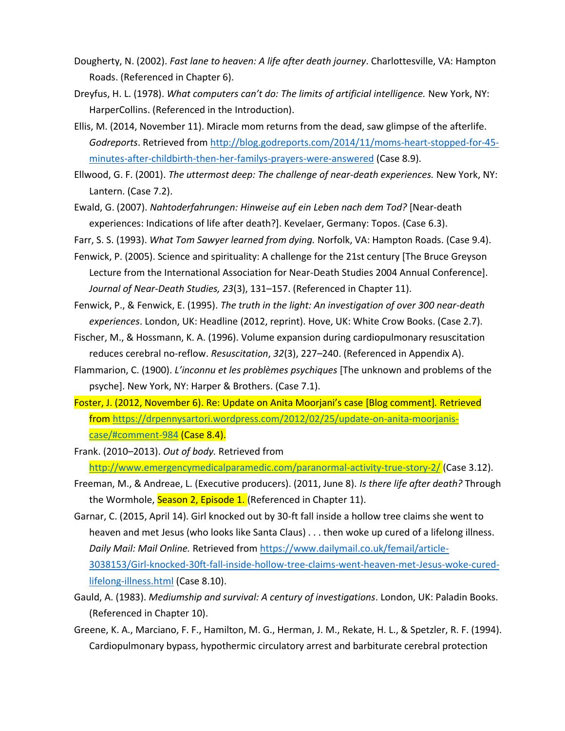Dougherty, N. (2002). *Fast lane to heaven: A life after death journey*. Charlottesville, VA: Hampton Roads. (Referenced in Chapter 6).

Dreyfus, H. L. (1978). *What computers can't do: The limits of artificial intelligence.* New York, NY: HarperCollins. (Referenced in the Introduction).

Ellis, M. (2014, November 11). Miracle mom returns from the dead, saw glimpse of the afterlife. *Godreports*. Retrieved from http://blog.godreports.com/2014/11/moms-heart-stopped-for-45-minutes-after-childbirth-then-her-familys-prayers-were-answered (Case 8.9).

Ellwood, G. F. (2001). *The uttermost deep: The challenge of near-death experiences.* New York, NY: Lantern. (Case 7.2).

Ewald, G. (2007). *Nahtoderfahrungen: Hinweise auf ein Leben nach dem Tod?* [Near-death experiences: Indications of life after death?]. Kevelaer, Germany: Topos. (Case 6.3).

Farr, S. S. (1993). *What Tom Sawyer learned from dying.* Norfolk, VA: Hampton Roads. (Case 9.4).

Fenwick, P. (2005). Science and spirituality: A challenge for the 21st century [The Bruce Greyson Lecture from the International Association for Near-Death Studies 2004 Annual Conference]. *Journal of Near-Death Studies, 23*(3), 131–157. (Referenced in Chapter 11).

Fenwick, P., & Fenwick, E. (1995). *The truth in the light: An investigation of over 300 near-death experiences*. London, UK: Headline (2012, reprint). Hove, UK: White Crow Books. (Case 2.7).

Fischer, M., & Hossmann, K. A. (1996). Volume expansion during cardiopulmonary resuscitation reduces cerebral no-reflow. *Resuscitation*, *32*(3), 227–240. (Referenced in Appendix A).

Flammarion, C. (1900). *L'inconnu et les problèmes psychiques* [The unknown and problems of the psyche]. New York, NY: Harper & Brothers. (Case 7.1).

Foster, J. (2012, November 6). Re: Update on Anita Moorjani's case [Blog comment]. Retrieved from https://drpennysartori.wordpress.com/2012/02/25/update-on-anita-moorjanis-case/#comment-984 (Case 8.4).

Frank. (2010–2013). *Out of body.* Retrieved from http://www.emergencymedicalparamedic.com/paranormal-activity-true-story-2/ (Case 3.12).

Freeman, M., & Andreae, L. (Executive producers). (2011, June 8). *Is there life after death?* Through the Wormhole, Season 2, Episode 1. (Referenced in Chapter 11).

Garnar, C. (2015, April 14). Girl knocked out by 30-ft fall inside a hollow tree claims she went to heaven and met Jesus (who looks like Santa Claus) . . . then woke up cured of a lifelong illness. *Daily Mail: Mail Online.* Retrieved from https://www.dailymail.co.uk/femail/article-3038153/Girl-knocked-30ft-fall-inside-hollow-tree-claims-went-heaven-met-Jesus-woke-cured-lifelong-illness.html (Case 8.10).

Gauld, A. (1983). *Mediumship and survival: A century of investigations*. London, UK: Paladin Books. (Referenced in Chapter 10).

Greene, K. A., Marciano, F. F., Hamilton, M. G., Herman, J. M., Rekate, H. L., & Spetzler, R. F. (1994). Cardiopulmonary bypass, hypothermic circulatory arrest and barbiturate cerebral protection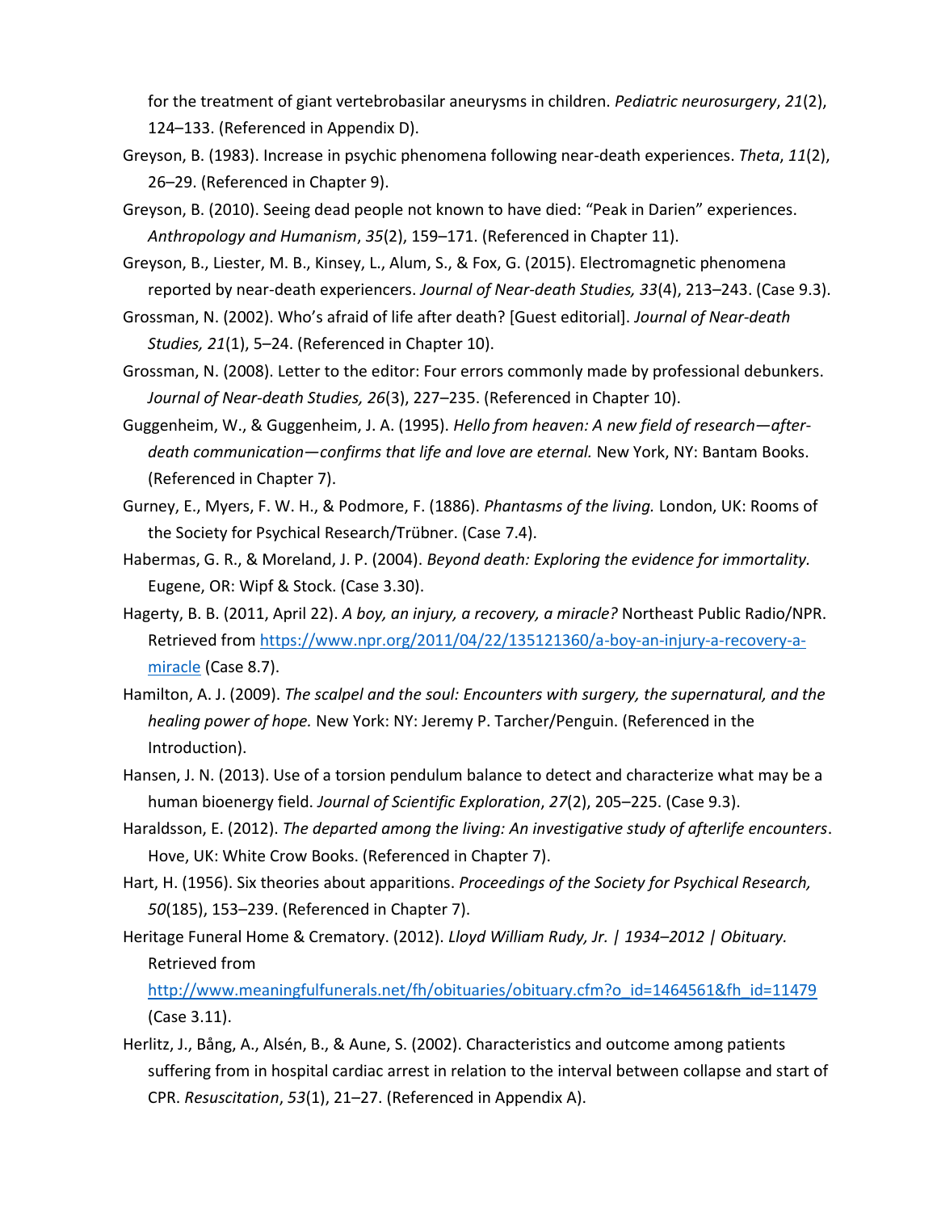for the treatment of giant vertebrobasilar aneurysms in children. *Pediatric neurosurgery*, *21*(2), 124–133. (Referenced in Appendix D).

Greyson, B. (1983). Increase in psychic phenomena following near-death experiences. *Theta*, *11*(2), 26–29. (Referenced in Chapter 9).

Greyson, B. (2010). Seeing dead people not known to have died: "Peak in Darien" experiences. *Anthropology and Humanism*, *35*(2), 159–171. (Referenced in Chapter 11).

Greyson, B., Liester, M. B., Kinsey, L., Alum, S., & Fox, G. (2015). Electromagnetic phenomena reported by near-death experiencers. *Journal of Near-death Studies, 33*(4), 213–243. (Case 9.3).

Grossman, N. (2002). Who's afraid of life after death? [Guest editorial]. *Journal of Near-death Studies, 21*(1), 5–24. (Referenced in Chapter 10).

Grossman, N. (2008). Letter to the editor: Four errors commonly made by professional debunkers. *Journal of Near-death Studies, 26*(3), 227–235. (Referenced in Chapter 10).

Guggenheim, W., & Guggenheim, J. A. (1995). *Hello from heaven: A new field of research—after-death communication—confirms that life and love are eternal.* New York, NY: Bantam Books. (Referenced in Chapter 7).

Gurney, E., Myers, F. W. H., & Podmore, F. (1886). *Phantasms of the living.* London, UK: Rooms of the Society for Psychical Research/Trübner. (Case 7.4).

Habermas, G. R., & Moreland, J. P. (2004). *Beyond death: Exploring the evidence for immortality.* Eugene, OR: Wipf & Stock. (Case 3.30).

Hagerty, B. B. (2011, April 22). *A boy, an injury, a recovery, a miracle?* Northeast Public Radio/NPR. Retrieved from https://www.npr.org/2011/04/22/135121360/a-boy-an-injury-a-recovery-a-miracle (Case 8.7).

Hamilton, A. J. (2009). *The scalpel and the soul: Encounters with surgery, the supernatural, and the healing power of hope.* New York: NY: Jeremy P. Tarcher/Penguin. (Referenced in the Introduction).

Hansen, J. N. (2013). Use of a torsion pendulum balance to detect and characterize what may be a human bioenergy field. *Journal of Scientific Exploration*, *27*(2), 205–225. (Case 9.3).

Haraldsson, E. (2012). *The departed among the living: An investigative study of afterlife encounters*. Hove, UK: White Crow Books. (Referenced in Chapter 7).

Hart, H. (1956). Six theories about apparitions. *Proceedings of the Society for Psychical Research, 50*(185), 153–239. (Referenced in Chapter 7).

Heritage Funeral Home & Crematory. (2012). *Lloyd William Rudy, Jr. | 1934–2012 | Obituary.* Retrieved from http://www.meaningfulfunerals.net/fh/obituaries/obituary.cfm?o_id=1464561&fh_id=11479 (Case 3.11).

Herlitz, J., Bång, A., Alsén, B., & Aune, S. (2002). Characteristics and outcome among patients suffering from in hospital cardiac arrest in relation to the interval between collapse and start of CPR. *Resuscitation*, *53*(1), 21–27. (Referenced in Appendix A).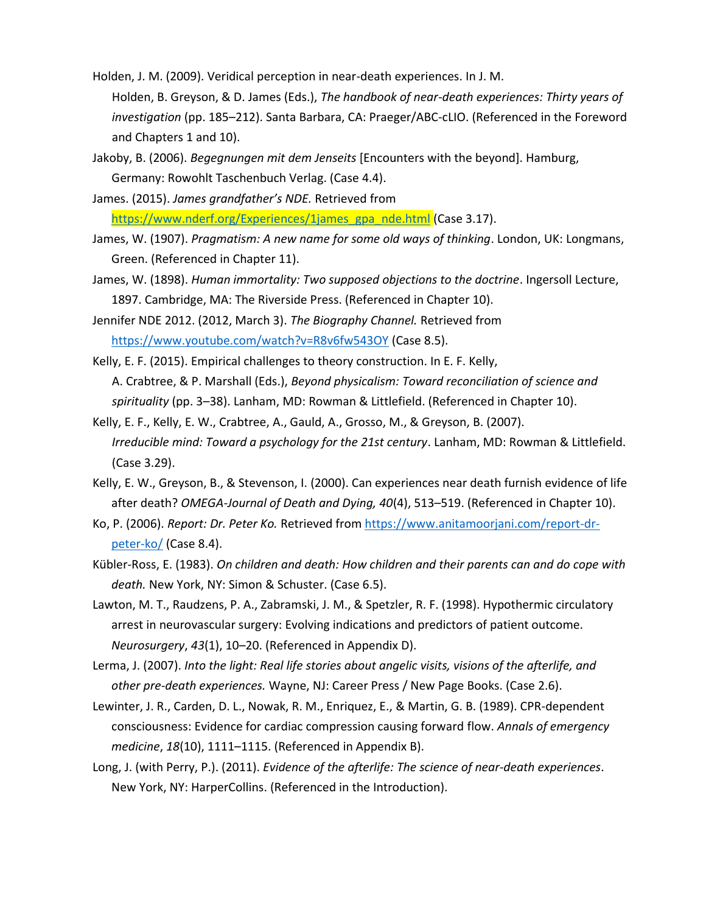Holden, J. M. (2009). Veridical perception in near-death experiences. In J. M. Holden, B. Greyson, & D. James (Eds.), *The handbook of near-death experiences: Thirty years of investigation* (pp. 185–212). Santa Barbara, CA: Praeger/ABC-cLIO. (Referenced in the Foreword and Chapters 1 and 10).

Jakoby, B. (2006). *Begegnungen mit dem Jenseits* [Encounters with the beyond]. Hamburg, Germany: Rowohlt Taschenbuch Verlag. (Case 4.4).

James. (2015). *James grandfather's NDE.* Retrieved from https://www.nderf.org/Experiences/1james_gpa_nde.html (Case 3.17).

James, W. (1907). *Pragmatism: A new name for some old ways of thinking*. London, UK: Longmans, Green. (Referenced in Chapter 11).

James, W. (1898). *Human immortality: Two supposed objections to the doctrine*. Ingersoll Lecture, 1897. Cambridge, MA: The Riverside Press. (Referenced in Chapter 10).

Jennifer NDE 2012. (2012, March 3). *The Biography Channel.* Retrieved from https://www.youtube.com/watch?v=R8v6fw543OY (Case 8.5).

Kelly, E. F. (2015). Empirical challenges to theory construction. In E. F. Kelly, A. Crabtree, & P. Marshall (Eds.), *Beyond physicalism: Toward reconciliation of science and spirituality* (pp. 3–38). Lanham, MD: Rowman & Littlefield. (Referenced in Chapter 10).

Kelly, E. F., Kelly, E. W., Crabtree, A., Gauld, A., Grosso, M., & Greyson, B. (2007). *Irreducible mind: Toward a psychology for the 21st century*. Lanham, MD: Rowman & Littlefield. (Case 3.29).

Kelly, E. W., Greyson, B., & Stevenson, I. (2000). Can experiences near death furnish evidence of life after death? *OMEGA-Journal of Death and Dying, 40*(4), 513–519. (Referenced in Chapter 10).

Ko, P. (2006). *Report: Dr. Peter Ko.* Retrieved from https://www.anitamoorjani.com/report-dr-peter-ko/ (Case 8.4).

Kübler-Ross, E. (1983). *On children and death: How children and their parents can and do cope with death.* New York, NY: Simon & Schuster. (Case 6.5).

Lawton, M. T., Raudzens, P. A., Zabramski, J. M., & Spetzler, R. F. (1998). Hypothermic circulatory arrest in neurovascular surgery: Evolving indications and predictors of patient outcome. *Neurosurgery*, *43*(1), 10–20. (Referenced in Appendix D).

Lerma, J. (2007). *Into the light: Real life stories about angelic visits, visions of the afterlife, and other pre-death experiences.* Wayne, NJ: Career Press / New Page Books. (Case 2.6).

Lewinter, J. R., Carden, D. L., Nowak, R. M., Enriquez, E., & Martin, G. B. (1989). CPR-dependent consciousness: Evidence for cardiac compression causing forward flow. *Annals of emergency medicine*, *18*(10), 1111–1115. (Referenced in Appendix B).

Long, J. (with Perry, P.). (2011). *Evidence of the afterlife: The science of near-death experiences*. New York, NY: HarperCollins. (Referenced in the Introduction).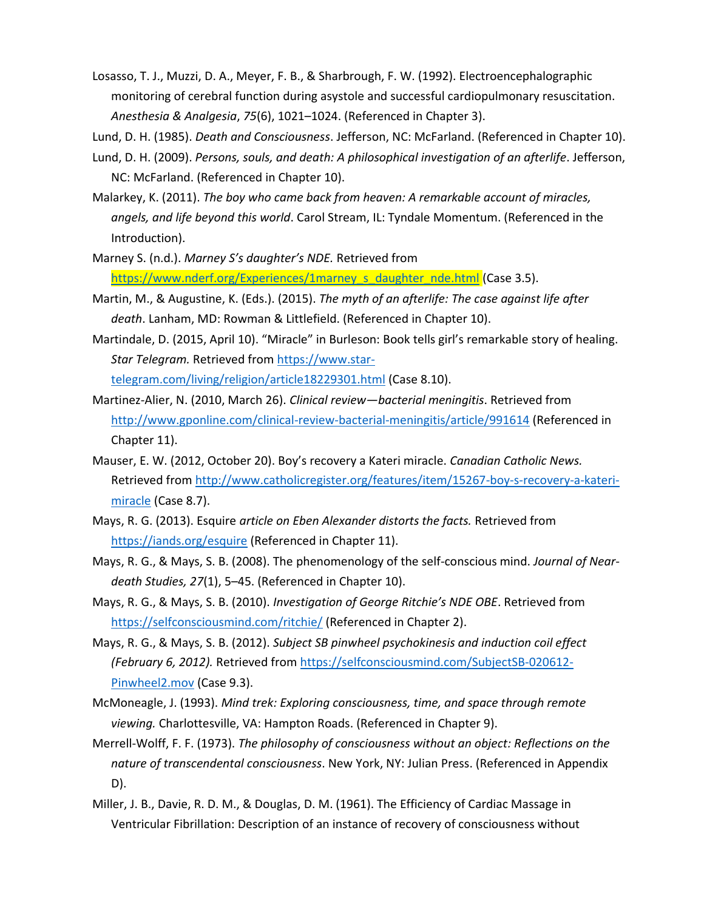Losasso, T. J., Muzzi, D. A., Meyer, F. B., & Sharbrough, F. W. (1992). Electroencephalographic monitoring of cerebral function during asystole and successful cardiopulmonary resuscitation. *Anesthesia & Analgesia*, *75*(6), 1021–1024. (Referenced in Chapter 3).

Lund, D. H. (1985). *Death and Consciousness*. Jefferson, NC: McFarland. (Referenced in Chapter 10).

Lund, D. H. (2009). *Persons, souls, and death: A philosophical investigation of an afterlife*. Jefferson, NC: McFarland. (Referenced in Chapter 10).

Malarkey, K. (2011). *The boy who came back from heaven: A remarkable account of miracles, angels, and life beyond this world*. Carol Stream, IL: Tyndale Momentum. (Referenced in the Introduction).

Marney S. (n.d.). *Marney S's daughter's NDE.* Retrieved from https://www.nderf.org/Experiences/1marney_s_daughter_nde.html (Case 3.5).

Martin, M., & Augustine, K. (Eds.). (2015). *The myth of an afterlife: The case against life after death*. Lanham, MD: Rowman & Littlefield. (Referenced in Chapter 10).

Martindale, D. (2015, April 10). "Miracle" in Burleson: Book tells girl's remarkable story of healing. *Star Telegram.* Retrieved from https://www.star-telegram.com/living/religion/article18229301.html (Case 8.10).

Martinez-Alier, N. (2010, March 26). *Clinical review—bacterial meningitis*. Retrieved from http://www.gponline.com/clinical-review-bacterial-meningitis/article/991614 (Referenced in Chapter 11).

Mauser, E. W. (2012, October 20). Boy's recovery a Kateri miracle. *Canadian Catholic News.* Retrieved from http://www.catholicregister.org/features/item/15267-boy-s-recovery-a-kateri-miracle (Case 8.7).

Mays, R. G. (2013). Esquire *article on Eben Alexander distorts the facts.* Retrieved from https://iands.org/esquire (Referenced in Chapter 11).

Mays, R. G., & Mays, S. B. (2008). The phenomenology of the self-conscious mind. *Journal of Near-death Studies, 27*(1), 5–45. (Referenced in Chapter 10).

Mays, R. G., & Mays, S. B. (2010). *Investigation of George Ritchie's NDE OBE*. Retrieved from https://selfconsciousmind.com/ritchie/ (Referenced in Chapter 2).

Mays, R. G., & Mays, S. B. (2012). *Subject SB pinwheel psychokinesis and induction coil effect (February 6, 2012).* Retrieved from https://selfconsciousmind.com/SubjectSB-020612-Pinwheel2.mov (Case 9.3).

McMoneagle, J. (1993). *Mind trek: Exploring consciousness, time, and space through remote viewing.* Charlottesville, VA: Hampton Roads. (Referenced in Chapter 9).

Merrell-Wolff, F. F. (1973). *The philosophy of consciousness without an object: Reflections on the nature of transcendental consciousness*. New York, NY: Julian Press. (Referenced in Appendix D).

Miller, J. B., Davie, R. D. M., & Douglas, D. M. (1961). The Efficiency of Cardiac Massage in Ventricular Fibrillation: Description of an instance of recovery of consciousness without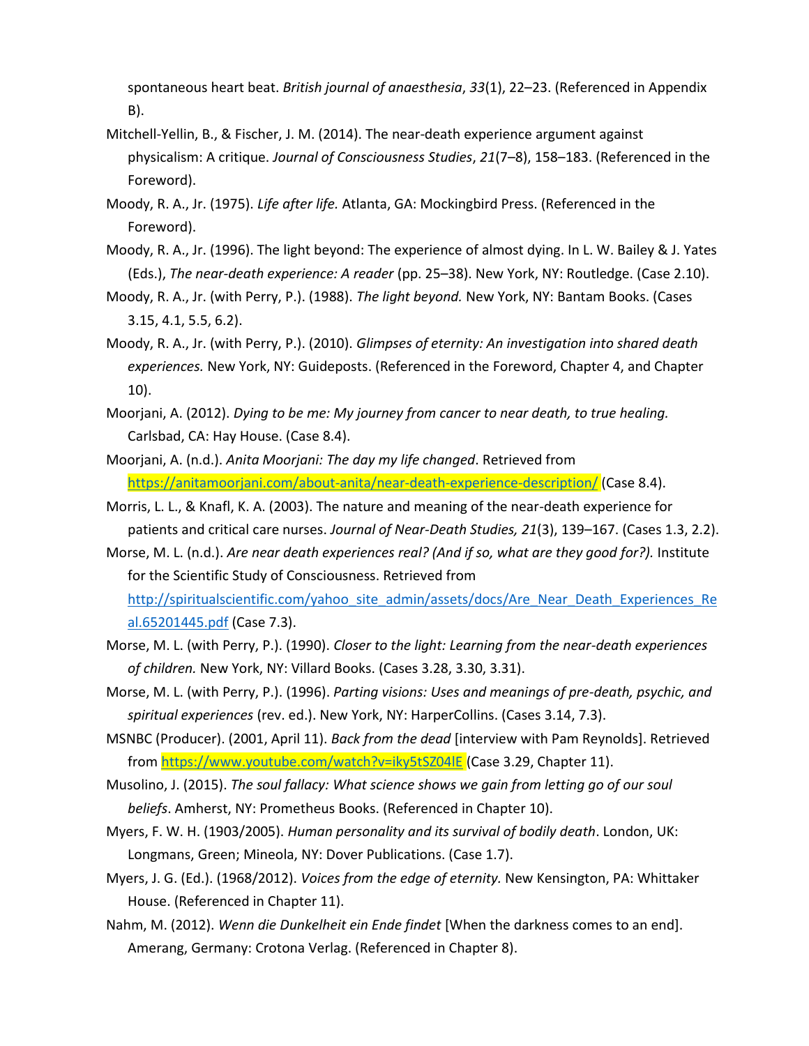spontaneous heart beat. *British journal of anaesthesia*, *33*(1), 22–23. (Referenced in Appendix B).

Mitchell-Yellin, B., & Fischer, J. M. (2014). The near-death experience argument against physicalism: A critique. *Journal of Consciousness Studies*, *21*(7–8), 158–183. (Referenced in the Foreword).

Moody, R. A., Jr. (1975). *Life after life.* Atlanta, GA: Mockingbird Press. (Referenced in the Foreword).

Moody, R. A., Jr. (1996). The light beyond: The experience of almost dying. In L. W. Bailey & J. Yates (Eds.), *The near-death experience: A reader* (pp. 25–38). New York, NY: Routledge. (Case 2.10).

Moody, R. A., Jr. (with Perry, P.). (1988). *The light beyond.* New York, NY: Bantam Books. (Cases 3.15, 4.1, 5.5, 6.2).

Moody, R. A., Jr. (with Perry, P.). (2010). *Glimpses of eternity: An investigation into shared death experiences.* New York, NY: Guideposts. (Referenced in the Foreword, Chapter 4, and Chapter 10).

Moorjani, A. (2012). *Dying to be me: My journey from cancer to near death, to true healing.* Carlsbad, CA: Hay House. (Case 8.4).

Moorjani, A. (n.d.). *Anita Moorjani: The day my life changed*. Retrieved from https://anitamoorjani.com/about-anita/near-death-experience-description/ (Case 8.4).

Morris, L. L., & Knafl, K. A. (2003). The nature and meaning of the near-death experience for patients and critical care nurses. *Journal of Near-Death Studies, 21*(3), 139–167. (Cases 1.3, 2.2).

Morse, M. L. (n.d.). *Are near death experiences real? (And if so, what are they good for?).* Institute for the Scientific Study of Consciousness. Retrieved from http://spiritualscientific.com/yahoo_site_admin/assets/docs/Are_Near_Death_Experiences_Real.65201445.pdf (Case 7.3).

Morse, M. L. (with Perry, P.). (1990). *Closer to the light: Learning from the near-death experiences of children.* New York, NY: Villard Books. (Cases 3.28, 3.30, 3.31).

Morse, M. L. (with Perry, P.). (1996). *Parting visions: Uses and meanings of pre-death, psychic, and spiritual experiences* (rev. ed.). New York, NY: HarperCollins. (Cases 3.14, 7.3).

MSNBC (Producer). (2001, April 11). *Back from the dead* [interview with Pam Reynolds]. Retrieved from https://www.youtube.com/watch?v=iky5tSZ04lE (Case 3.29, Chapter 11).

Musolino, J. (2015). *The soul fallacy: What science shows we gain from letting go of our soul beliefs*. Amherst, NY: Prometheus Books. (Referenced in Chapter 10).

Myers, F. W. H. (1903/2005). *Human personality and its survival of bodily death*. London, UK: Longmans, Green; Mineola, NY: Dover Publications. (Case 1.7).

Myers, J. G. (Ed.). (1968/2012). *Voices from the edge of eternity.* New Kensington, PA: Whittaker House. (Referenced in Chapter 11).

Nahm, M. (2012). *Wenn die Dunkelheit ein Ende findet* [When the darkness comes to an end]. Amerang, Germany: Crotona Verlag. (Referenced in Chapter 8).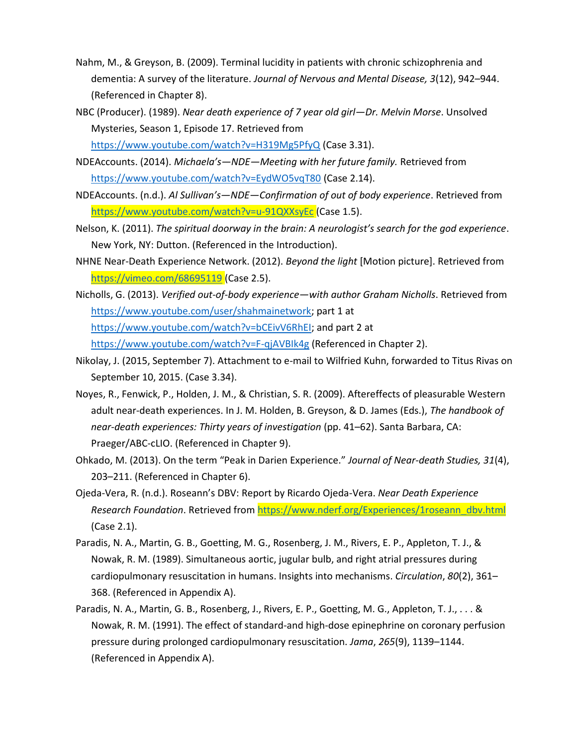Nahm, M., & Greyson, B. (2009). Terminal lucidity in patients with chronic schizophrenia and dementia: A survey of the literature. *Journal of Nervous and Mental Disease, 3*(12), 942–944. (Referenced in Chapter 8).

NBC (Producer). (1989). *Near death experience of 7 year old girl—Dr. Melvin Morse*. Unsolved Mysteries, Season 1, Episode 17. Retrieved from https://www.youtube.com/watch?v=H319Mg5PfyQ (Case 3.31).

NDEAccounts. (2014). *Michaela's—NDE—Meeting with her future family.* Retrieved from https://www.youtube.com/watch?v=EydWO5vqT80 (Case 2.14).

NDEAccounts. (n.d.). *Al Sullivan's—NDE—Confirmation of out of body experience*. Retrieved from https://www.youtube.com/watch?v=u-91QXXsyEc (Case 1.5).

Nelson, K. (2011). *The spiritual doorway in the brain: A neurologist's search for the god experience*. New York, NY: Dutton. (Referenced in the Introduction).

NHNE Near-Death Experience Network. (2012). *Beyond the light* [Motion picture]. Retrieved from https://vimeo.com/68695119 (Case 2.5).

Nicholls, G. (2013). *Verified out-of-body experience—with author Graham Nicholls*. Retrieved from https://www.youtube.com/user/shahmainetwork; part 1 at https://www.youtube.com/watch?v=bCEivV6RhEI; and part 2 at https://www.youtube.com/watch?v=F-qjAVBIk4g (Referenced in Chapter 2).

Nikolay, J. (2015, September 7). Attachment to e-mail to Wilfried Kuhn, forwarded to Titus Rivas on September 10, 2015. (Case 3.34).

Noyes, R., Fenwick, P., Holden, J. M., & Christian, S. R. (2009). Aftereffects of pleasurable Western adult near-death experiences. In J. M. Holden, B. Greyson, & D. James (Eds.), *The handbook of near-death experiences: Thirty years of investigation* (pp. 41–62). Santa Barbara, CA: Praeger/ABC-cLIO. (Referenced in Chapter 9).

Ohkado, M. (2013). On the term "Peak in Darien Experience." *Journal of Near-death Studies, 31*(4), 203–211. (Referenced in Chapter 6).

Ojeda-Vera, R. (n.d.). Roseann's DBV: Report by Ricardo Ojeda-Vera. *Near Death Experience Research Foundation*. Retrieved from https://www.nderf.org/Experiences/1roseann_dbv.html (Case 2.1).

Paradis, N. A., Martin, G. B., Goetting, M. G., Rosenberg, J. M., Rivers, E. P., Appleton, T. J., & Nowak, R. M. (1989). Simultaneous aortic, jugular bulb, and right atrial pressures during cardiopulmonary resuscitation in humans. Insights into mechanisms. *Circulation*, *80*(2), 361–368. (Referenced in Appendix A).

Paradis, N. A., Martin, G. B., Rosenberg, J., Rivers, E. P., Goetting, M. G., Appleton, T. J., . . . & Nowak, R. M. (1991). The effect of standard-and high-dose epinephrine on coronary perfusion pressure during prolonged cardiopulmonary resuscitation. *Jama*, *265*(9), 1139–1144. (Referenced in Appendix A).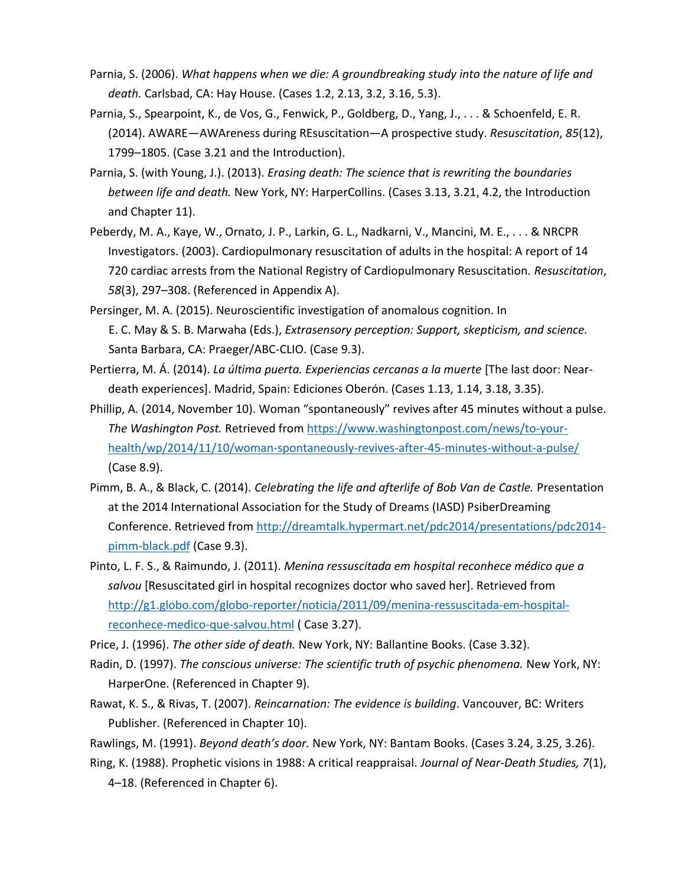Parnia, S. (2006). *What happens when we die: A groundbreaking study into the nature of life and death.* Carlsbad, CA: Hay House. (Cases 1.2, 2.13, 3.2, 3.16, 5.3).

Parnia, S., Spearpoint, K., de Vos, G., Fenwick, P., Goldberg, D., Yang, J., . . . & Schoenfeld, E. R. (2014). AWARE—AWAreness during REsuscitation—A prospective study. *Resuscitation*, *85*(12), 1799–1805. (Case 3.21 and the Introduction).

Parnia, S. (with Young, J.). (2013). *Erasing death: The science that is rewriting the boundaries between life and death.* New York, NY: HarperCollins. (Cases 3.13, 3.21, 4.2, the Introduction and Chapter 11).

Peberdy, M. A., Kaye, W., Ornato, J. P., Larkin, G. L., Nadkarni, V., Mancini, M. E., . . . & NRCPR Investigators. (2003). Cardiopulmonary resuscitation of adults in the hospital: A report of 14 720 cardiac arrests from the National Registry of Cardiopulmonary Resuscitation. *Resuscitation*, *58*(3), 297–308. (Referenced in Appendix A).

Persinger, M. A. (2015). Neuroscientific investigation of anomalous cognition. In E. C. May & S. B. Marwaha (Eds.), *Extrasensory perception: Support, skepticism, and science.* Santa Barbara, CA: Praeger/ABC-CLIO. (Case 9.3).

Pertierra, M. Á. (2014). *La última puerta. Experiencias cercanas a la muerte* [The last door: Near-death experiences]. Madrid, Spain: Ediciones Oberón. (Cases 1.13, 1.14, 3.18, 3.35).

Phillip, A. (2014, November 10). Woman "spontaneously" revives after 45 minutes without a pulse. *The Washington Post.* Retrieved from https://www.washingtonpost.com/news/to-your-health/wp/2014/11/10/woman-spontaneously-revives-after-45-minutes-without-a-pulse/ (Case 8.9).

Pimm, B. A., & Black, C. (2014). *Celebrating the life and afterlife of Bob Van de Castle.* Presentation at the 2014 International Association for the Study of Dreams (IASD) PsiberDreaming Conference. Retrieved from http://dreamtalk.hypermart.net/pdc2014/presentations/pdc2014-pimm-black.pdf (Case 9.3).

Pinto, L. F. S., & Raimundo, J. (2011). *Menina ressuscitada em hospital reconhece médico que a salvou* [Resuscitated girl in hospital recognizes doctor who saved her]. Retrieved from http://g1.globo.com/globo-reporter/noticia/2011/09/menina-ressuscitada-em-hospital-reconhece-medico-que-salvou.html ( Case 3.27).

Price, J. (1996). *The other side of death.* New York, NY: Ballantine Books. (Case 3.32).

Radin, D. (1997). *The conscious universe: The scientific truth of psychic phenomena.* New York, NY: HarperOne. (Referenced in Chapter 9).

Rawat, K. S., & Rivas, T. (2007). *Reincarnation: The evidence is building*. Vancouver, BC: Writers Publisher. (Referenced in Chapter 10).

Rawlings, M. (1991). *Beyond death's door.* New York, NY: Bantam Books. (Cases 3.24, 3.25, 3.26).

Ring, K. (1988). Prophetic visions in 1988: A critical reappraisal. *Journal of Near-Death Studies, 7*(1), 4–18. (Referenced in Chapter 6).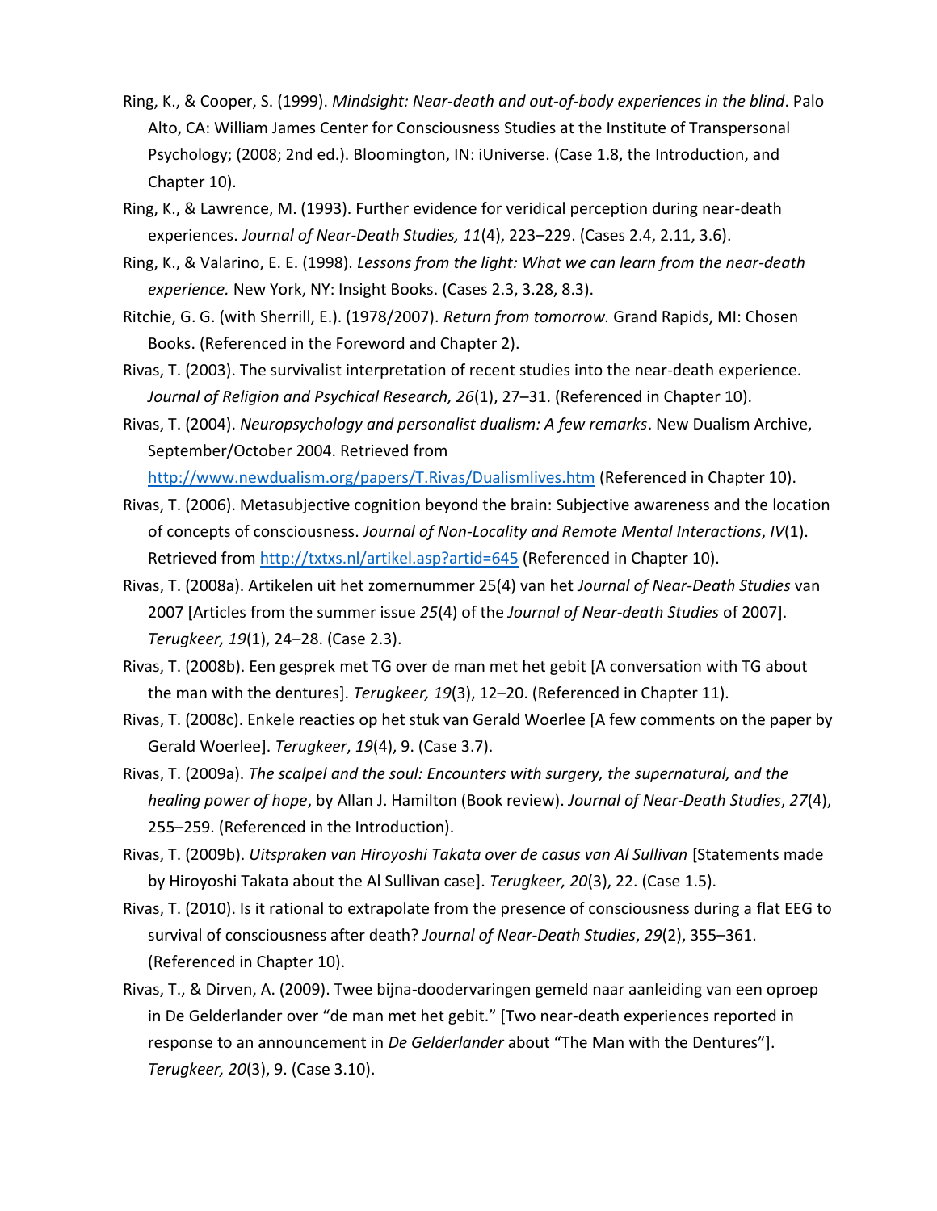Ring, K., & Cooper, S. (1999). *Mindsight: Near-death and out-of-body experiences in the blind*. Palo Alto, CA: William James Center for Consciousness Studies at the Institute of Transpersonal Psychology; (2008; 2nd ed.). Bloomington, IN: iUniverse. (Case 1.8, the Introduction, and Chapter 10).

Ring, K., & Lawrence, M. (1993). Further evidence for veridical perception during near-death experiences. *Journal of Near-Death Studies, 11*(4), 223–229. (Cases 2.4, 2.11, 3.6).

Ring, K., & Valarino, E. E. (1998). *Lessons from the light: What we can learn from the near-death experience.* New York, NY: Insight Books. (Cases 2.3, 3.28, 8.3).

Ritchie, G. G. (with Sherrill, E.). (1978/2007). *Return from tomorrow.* Grand Rapids, MI: Chosen Books. (Referenced in the Foreword and Chapter 2).

Rivas, T. (2003). The survivalist interpretation of recent studies into the near-death experience. *Journal of Religion and Psychical Research, 26*(1), 27–31. (Referenced in Chapter 10).

Rivas, T. (2004). *Neuropsychology and personalist dualism: A few remarks*. New Dualism Archive, September/October 2004. Retrieved from http://www.newdualism.org/papers/T.Rivas/Dualismlives.htm (Referenced in Chapter 10).

Rivas, T. (2006). Metasubjective cognition beyond the brain: Subjective awareness and the location of concepts of consciousness. *Journal of Non-Locality and Remote Mental Interactions*, *IV*(1). Retrieved from http://txtxs.nl/artikel.asp?artid=645 (Referenced in Chapter 10).

Rivas, T. (2008a). Artikelen uit het zomernummer 25(4) van het *Journal of Near-Death Studies* van 2007 [Articles from the summer issue *25*(4) of the *Journal of Near-death Studies* of 2007]. *Terugkeer, 19*(1), 24–28. (Case 2.3).

Rivas, T. (2008b). Een gesprek met TG over de man met het gebit [A conversation with TG about the man with the dentures]. *Terugkeer, 19*(3), 12–20. (Referenced in Chapter 11).

Rivas, T. (2008c). Enkele reacties op het stuk van Gerald Woerlee [A few comments on the paper by Gerald Woerlee]. *Terugkeer*, *19*(4), 9. (Case 3.7).

Rivas, T. (2009a). *The scalpel and the soul: Encounters with surgery, the supernatural, and the healing power of hope*, by Allan J. Hamilton (Book review). *Journal of Near-Death Studies*, *27*(4), 255–259. (Referenced in the Introduction).

Rivas, T. (2009b). *Uitspraken van Hiroyoshi Takata over de casus van Al Sullivan* [Statements made by Hiroyoshi Takata about the Al Sullivan case]. *Terugkeer, 20*(3), 22. (Case 1.5).

Rivas, T. (2010). Is it rational to extrapolate from the presence of consciousness during a flat EEG to survival of consciousness after death? *Journal of Near-Death Studies*, *29*(2), 355–361. (Referenced in Chapter 10).

Rivas, T., & Dirven, A. (2009). Twee bijna-doodervaringen gemeld naar aanleiding van een oproep in De Gelderlander over "de man met het gebit." [Two near-death experiences reported in response to an announcement in *De Gelderlander* about "The Man with the Dentures"]. *Terugkeer, 20*(3), 9. (Case 3.10).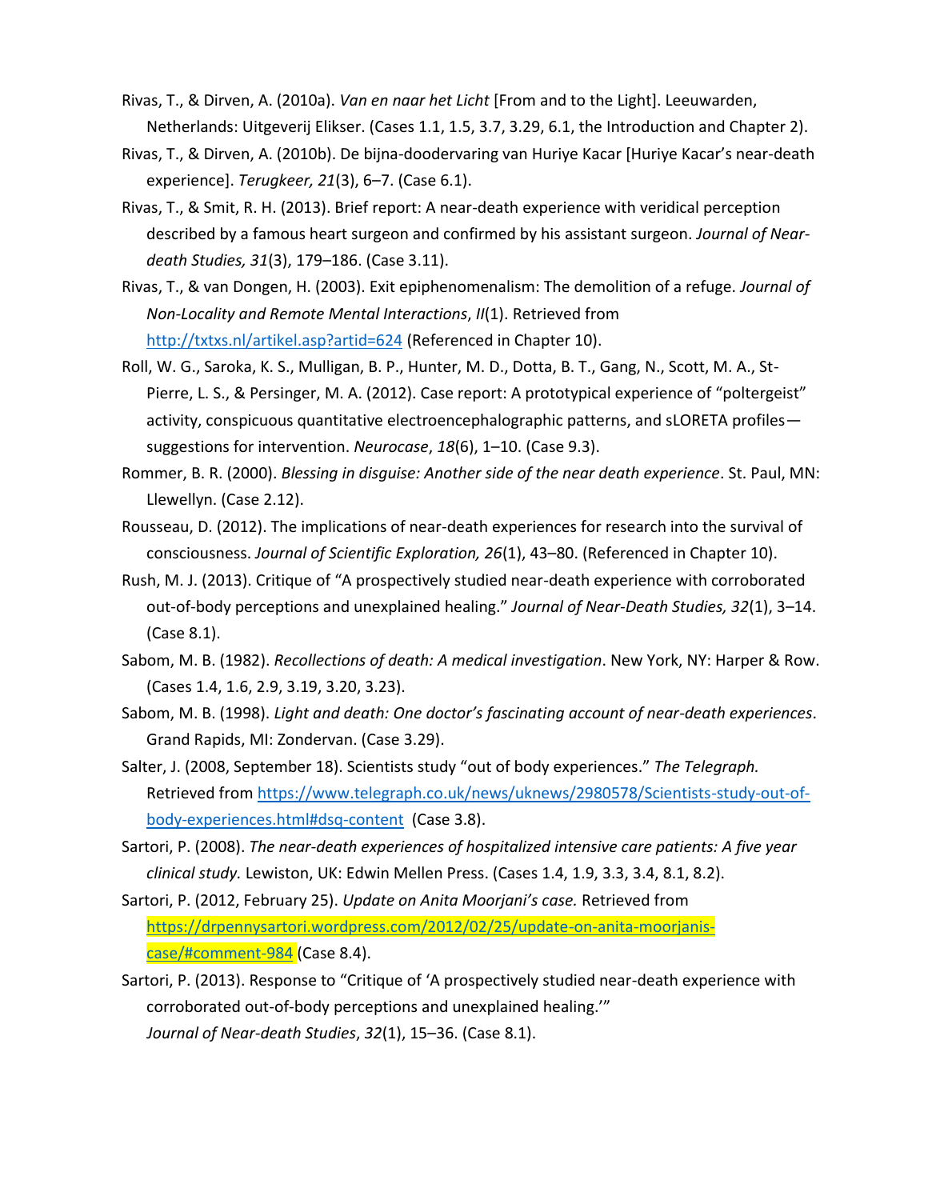Rivas, T., & Dirven, A. (2010a). *Van en naar het Licht* [From and to the Light]. Leeuwarden, Netherlands: Uitgeverij Elikser. (Cases 1.1, 1.5, 3.7, 3.29, 6.1, the Introduction and Chapter 2).

Rivas, T., & Dirven, A. (2010b). De bijna-doodervaring van Huriye Kacar [Huriye Kacar's near-death experience]. *Terugkeer, 21*(3), 6–7. (Case 6.1).

Rivas, T., & Smit, R. H. (2013). Brief report: A near-death experience with veridical perception described by a famous heart surgeon and confirmed by his assistant surgeon. *Journal of Near-death Studies, 31*(3), 179–186. (Case 3.11).

Rivas, T., & van Dongen, H. (2003). Exit epiphenomenalism: The demolition of a refuge. *Journal of Non-Locality and Remote Mental Interactions*, *II*(1). Retrieved from http://txtxs.nl/artikel.asp?artid=624 (Referenced in Chapter 10).

Roll, W. G., Saroka, K. S., Mulligan, B. P., Hunter, M. D., Dotta, B. T., Gang, N., Scott, M. A., St-Pierre, L. S., & Persinger, M. A. (2012). Case report: A prototypical experience of "poltergeist" activity, conspicuous quantitative electroencephalographic patterns, and sLORETA profiles—suggestions for intervention. *Neurocase*, *18*(6), 1–10. (Case 9.3).

Rommer, B. R. (2000). *Blessing in disguise: Another side of the near death experience*. St. Paul, MN: Llewellyn. (Case 2.12).

Rousseau, D. (2012). The implications of near-death experiences for research into the survival of consciousness. *Journal of Scientific Exploration, 26*(1), 43–80. (Referenced in Chapter 10).

Rush, M. J. (2013). Critique of "A prospectively studied near-death experience with corroborated out-of-body perceptions and unexplained healing." *Journal of Near-Death Studies, 32*(1), 3–14. (Case 8.1).

Sabom, M. B. (1982). *Recollections of death: A medical investigation*. New York, NY: Harper & Row. (Cases 1.4, 1.6, 2.9, 3.19, 3.20, 3.23).

Sabom, M. B. (1998). *Light and death: One doctor's fascinating account of near-death experiences*. Grand Rapids, MI: Zondervan. (Case 3.29).

Salter, J. (2008, September 18). Scientists study "out of body experiences." *The Telegraph.* Retrieved from https://www.telegraph.co.uk/news/uknews/2980578/Scientists-study-out-of-body-experiences.html#dsq-content (Case 3.8).

Sartori, P. (2008). *The near-death experiences of hospitalized intensive care patients: A five year clinical study.* Lewiston, UK: Edwin Mellen Press. (Cases 1.4, 1.9, 3.3, 3.4, 8.1, 8.2).

Sartori, P. (2012, February 25). *Update on Anita Moorjani's case.* Retrieved from https://drpennysartori.wordpress.com/2012/02/25/update-on-anita-moorjanis-case/#comment-984 (Case 8.4).

Sartori, P. (2013). Response to "Critique of 'A prospectively studied near-death experience with corroborated out-of-body perceptions and unexplained healing.'" *Journal of Near-death Studies*, *32*(1), 15–36. (Case 8.1).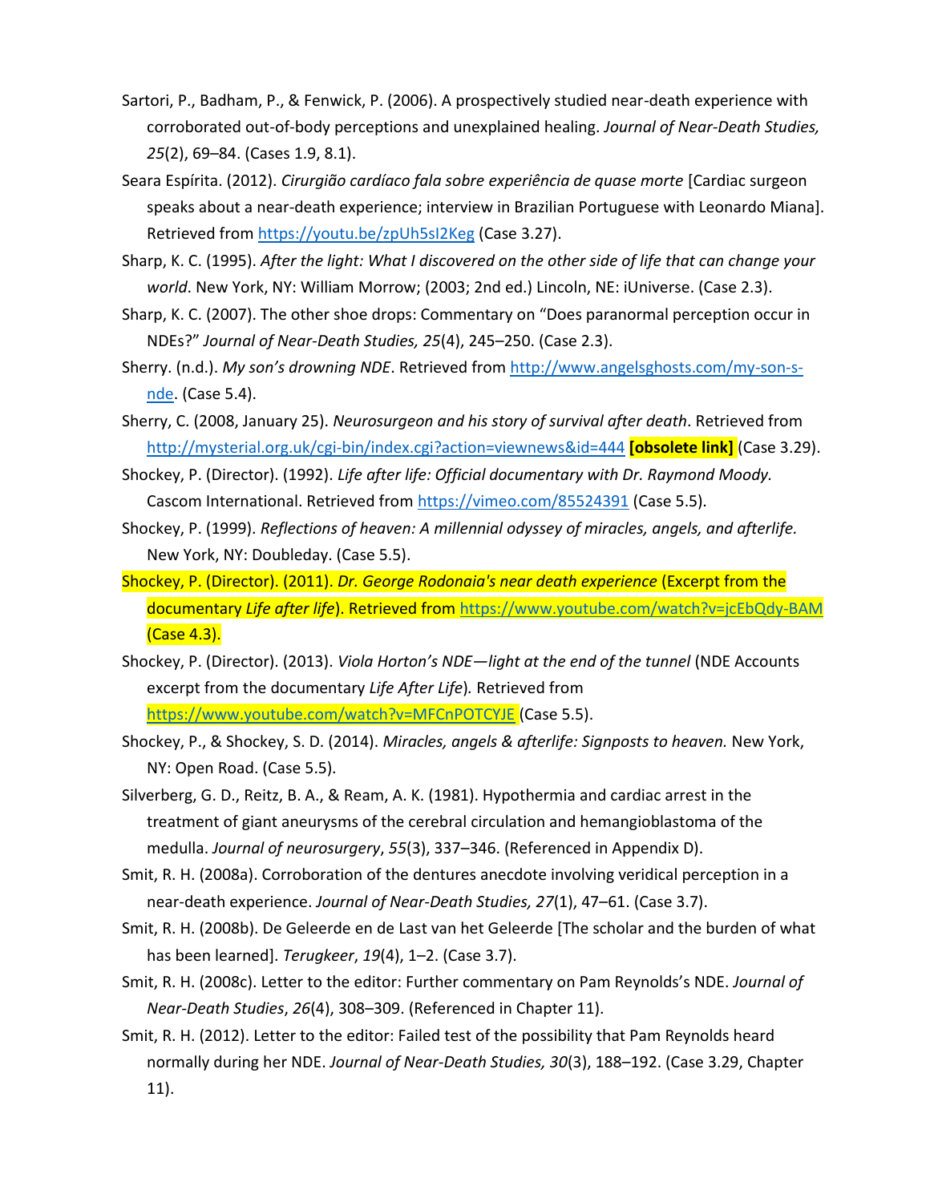Sartori, P., Badham, P., & Fenwick, P. (2006). A prospectively studied near-death experience with corroborated out-of-body perceptions and unexplained healing. *Journal of Near-Death Studies, 25*(2), 69–84. (Cases 1.9, 8.1).

Seara Espírita. (2012). *Cirurgião cardíaco fala sobre experiência de quase morte* [Cardiac surgeon speaks about a near-death experience; interview in Brazilian Portuguese with Leonardo Miana]. Retrieved from https://youtu.be/zpUh5sI2Keg (Case 3.27).

Sharp, K. C. (1995). *After the light: What I discovered on the other side of life that can change your world*. New York, NY: William Morrow; (2003; 2nd ed.) Lincoln, NE: iUniverse. (Case 2.3).

Sharp, K. C. (2007). The other shoe drops: Commentary on "Does paranormal perception occur in NDEs?" *Journal of Near-Death Studies, 25*(4), 245–250. (Case 2.3).

Sherry. (n.d.). *My son's drowning NDE*. Retrieved from http://www.angelsghosts.com/my-son-s-nde. (Case 5.4).

Sherry, C. (2008, January 25). *Neurosurgeon and his story of survival after death*. Retrieved from http://mysterial.org.uk/cgi-bin/index.cgi?action=viewnews&id=444 **[obsolete link]** (Case 3.29).

Shockey, P. (Director). (1992). *Life after life: Official documentary with Dr. Raymond Moody.* Cascom International. Retrieved from https://vimeo.com/85524391 (Case 5.5).

Shockey, P. (1999). *Reflections of heaven: A millennial odyssey of miracles, angels, and afterlife.* New York, NY: Doubleday. (Case 5.5).

Shockey, P. (Director). (2011). *Dr. George Rodonaia's near death experience* (Excerpt from the documentary *Life after life*). Retrieved from https://www.youtube.com/watch?v=jcEbQdy-BAM (Case 4.3).

Shockey, P. (Director). (2013). *Viola Horton's NDE—light at the end of the tunnel* (NDE Accounts excerpt from the documentary *Life After Life*)*.* Retrieved from https://www.youtube.com/watch?v=MFCnPOTCYJE (Case 5.5).

Shockey, P., & Shockey, S. D. (2014). *Miracles, angels & afterlife: Signposts to heaven.* New York, NY: Open Road. (Case 5.5).

Silverberg, G. D., Reitz, B. A., & Ream, A. K. (1981). Hypothermia and cardiac arrest in the treatment of giant aneurysms of the cerebral circulation and hemangioblastoma of the medulla. *Journal of neurosurgery*, *55*(3), 337–346. (Referenced in Appendix D).

Smit, R. H. (2008a). Corroboration of the dentures anecdote involving veridical perception in a near-death experience. *Journal of Near-Death Studies, 27*(1), 47–61. (Case 3.7).

Smit, R. H. (2008b). De Geleerde en de Last van het Geleerde [The scholar and the burden of what has been learned]. *Terugkeer*, *19*(4), 1–2. (Case 3.7).

Smit, R. H. (2008c). Letter to the editor: Further commentary on Pam Reynolds's NDE. *Journal of Near-Death Studies*, *26*(4), 308–309. (Referenced in Chapter 11).

Smit, R. H. (2012). Letter to the editor: Failed test of the possibility that Pam Reynolds heard normally during her NDE. *Journal of Near-Death Studies, 30*(3), 188–192. (Case 3.29, Chapter 11).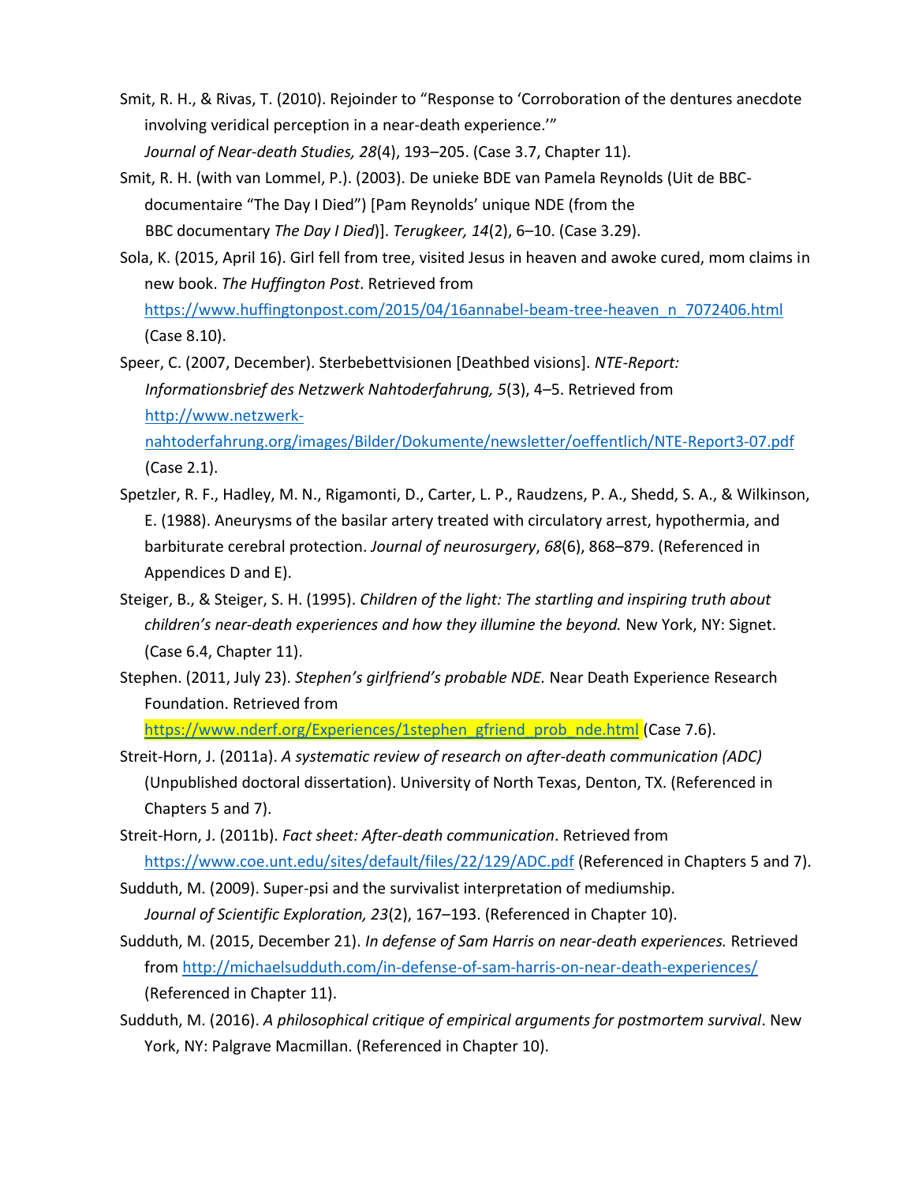Smit, R. H., & Rivas, T. (2010). Rejoinder to "Response to 'Corroboration of the dentures anecdote involving veridical perception in a near-death experience.'" *Journal of Near-death Studies, 28*(4), 193–205. (Case 3.7, Chapter 11).

Smit, R. H. (with van Lommel, P.). (2003). De unieke BDE van Pamela Reynolds (Uit de BBC-documentaire "The Day I Died") [Pam Reynolds' unique NDE (from the BBC documentary *The Day I Died*)]. *Terugkeer, 14*(2), 6–10. (Case 3.29).

Sola, K. (2015, April 16). Girl fell from tree, visited Jesus in heaven and awoke cured, mom claims in new book. *The Huffington Post*. Retrieved from https://www.huffingtonpost.com/2015/04/16annabel-beam-tree-heaven_n_7072406.html (Case 8.10).

Speer, C. (2007, December). Sterbebettvisionen [Deathbed visions]. *NTE-Report: Informationsbrief des Netzwerk Nahtoderfahrung, 5*(3), 4–5. Retrieved from http://www.netzwerk-nahtoderfahrung.org/images/Bilder/Dokumente/newsletter/oeffentlich/NTE-Report3-07.pdf (Case 2.1).

Spetzler, R. F., Hadley, M. N., Rigamonti, D., Carter, L. P., Raudzens, P. A., Shedd, S. A., & Wilkinson, E. (1988). Aneurysms of the basilar artery treated with circulatory arrest, hypothermia, and barbiturate cerebral protection. *Journal of neurosurgery*, *68*(6), 868–879. (Referenced in Appendices D and E).

Steiger, B., & Steiger, S. H. (1995). *Children of the light: The startling and inspiring truth about children's near-death experiences and how they illumine the beyond.* New York, NY: Signet. (Case 6.4, Chapter 11).

Stephen. (2011, July 23). *Stephen's girlfriend's probable NDE.* Near Death Experience Research Foundation. Retrieved from https://www.nderf.org/Experiences/1stephen_gfriend_prob_nde.html (Case 7.6).

Streit-Horn, J. (2011a). *A systematic review of research on after-death communication (ADC)* (Unpublished doctoral dissertation). University of North Texas, Denton, TX. (Referenced in Chapters 5 and 7).

Streit-Horn, J. (2011b). *Fact sheet: After-death communication*. Retrieved from https://www.coe.unt.edu/sites/default/files/22/129/ADC.pdf (Referenced in Chapters 5 and 7).

Sudduth, M. (2009). Super-psi and the survivalist interpretation of mediumship. *Journal of Scientific Exploration, 23*(2), 167–193. (Referenced in Chapter 10).

Sudduth, M. (2015, December 21). *In defense of Sam Harris on near-death experiences.* Retrieved from http://michaelsudduth.com/in-defense-of-sam-harris-on-near-death-experiences/ (Referenced in Chapter 11).

Sudduth, M. (2016). *A philosophical critique of empirical arguments for postmortem survival*. New York, NY: Palgrave Macmillan. (Referenced in Chapter 10).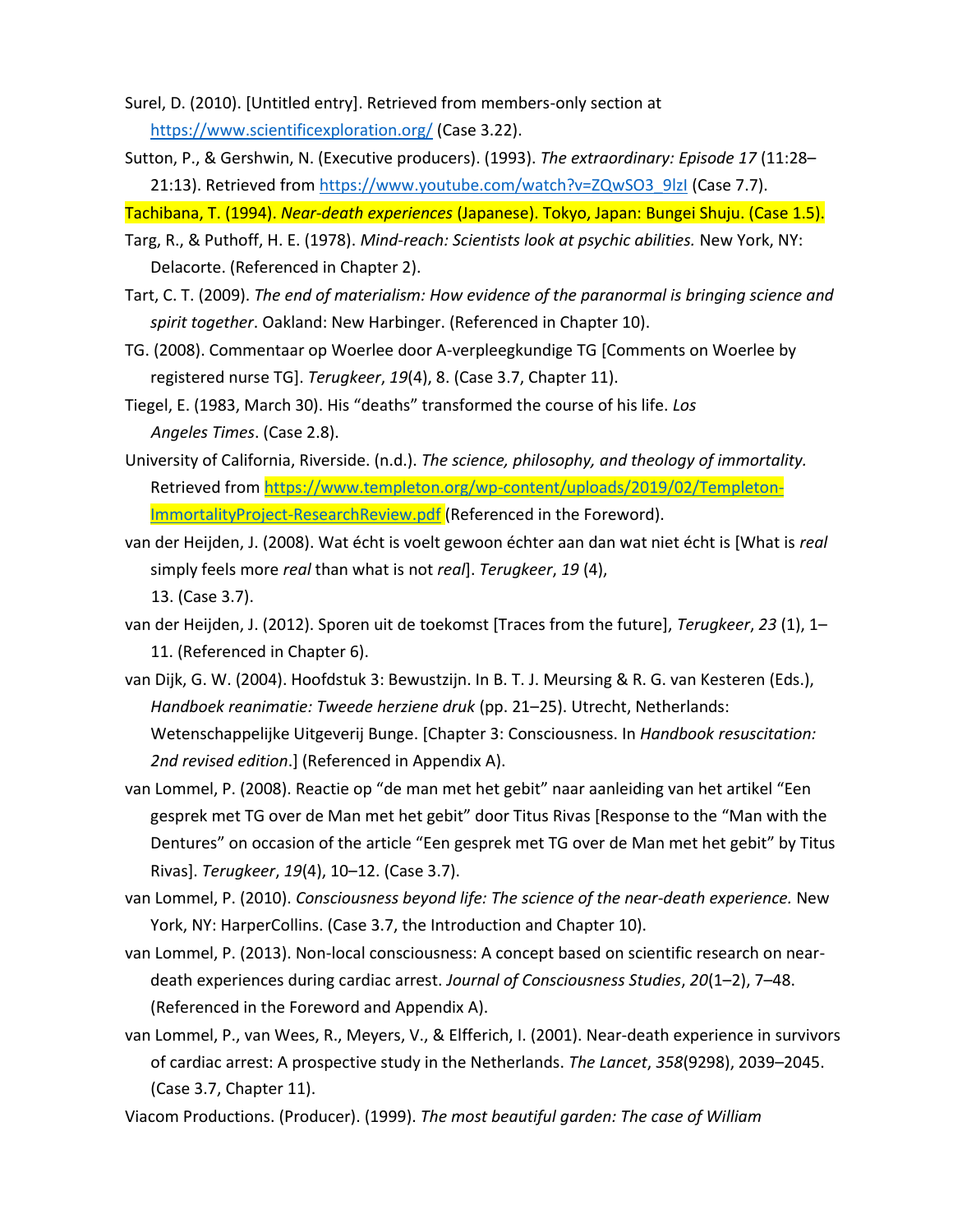Surel, D. (2010). [Untitled entry]. Retrieved from members-only section at https://www.scientificexploration.org/ (Case 3.22).

Sutton, P., & Gershwin, N. (Executive producers). (1993). *The extraordinary: Episode 17* (11:28–21:13). Retrieved from https://www.youtube.com/watch?v=ZQwSO3_9lzI (Case 7.7).

Tachibana, T. (1994). *Near-death experiences* (Japanese). Tokyo, Japan: Bungei Shuju. (Case 1.5).

Targ, R., & Puthoff, H. E. (1978). *Mind-reach: Scientists look at psychic abilities.* New York, NY: Delacorte. (Referenced in Chapter 2).

Tart, C. T. (2009). *The end of materialism: How evidence of the paranormal is bringing science and spirit together*. Oakland: New Harbinger. (Referenced in Chapter 10).

TG. (2008). Commentaar op Woerlee door A-verpleegkundige TG [Comments on Woerlee by registered nurse TG]. *Terugkeer*, *19*(4), 8. (Case 3.7, Chapter 11).

Tiegel, E. (1983, March 30). His "deaths" transformed the course of his life. *Los Angeles Times*. (Case 2.8).

University of California, Riverside. (n.d.). *The science, philosophy, and theology of immortality.* Retrieved from https://www.templeton.org/wp-content/uploads/2019/02/Templeton-ImmortalityProject-ResearchReview.pdf (Referenced in the Foreword).

van der Heijden, J. (2008). Wat écht is voelt gewoon échter aan dan wat niet écht is [What is *real* simply feels more *real* than what is not *real*]. *Terugkeer*, *19* (4), 13. (Case 3.7).

van der Heijden, J. (2012). Sporen uit de toekomst [Traces from the future], *Terugkeer*, *23* (1), 1–11. (Referenced in Chapter 6).

van Dijk, G. W. (2004). Hoofdstuk 3: Bewustzijn. In B. T. J. Meursing & R. G. van Kesteren (Eds.), *Handboek reanimatie: Tweede herziene druk* (pp. 21–25). Utrecht, Netherlands: Wetenschappelijke Uitgeverij Bunge. [Chapter 3: Consciousness. In *Handbook resuscitation: 2nd revised edition*.] (Referenced in Appendix A).

van Lommel, P. (2008). Reactie op "de man met het gebit" naar aanleiding van het artikel "Een gesprek met TG over de Man met het gebit" door Titus Rivas [Response to the "Man with the Dentures" on occasion of the article "Een gesprek met TG over de Man met het gebit" by Titus Rivas]. *Terugkeer*, *19*(4), 10–12. (Case 3.7).

van Lommel, P. (2010). *Consciousness beyond life: The science of the near-death experience.* New York, NY: HarperCollins. (Case 3.7, the Introduction and Chapter 10).

van Lommel, P. (2013). Non-local consciousness: A concept based on scientific research on near-death experiences during cardiac arrest. *Journal of Consciousness Studies*, *20*(1–2), 7–48. (Referenced in the Foreword and Appendix A).

van Lommel, P., van Wees, R., Meyers, V., & Elfferich, I. (2001). Near-death experience in survivors of cardiac arrest: A prospective study in the Netherlands. *The Lancet*, *358*(9298), 2039–2045. (Case 3.7, Chapter 11).

Viacom Productions. (Producer). (1999). *The most beautiful garden: The case of William*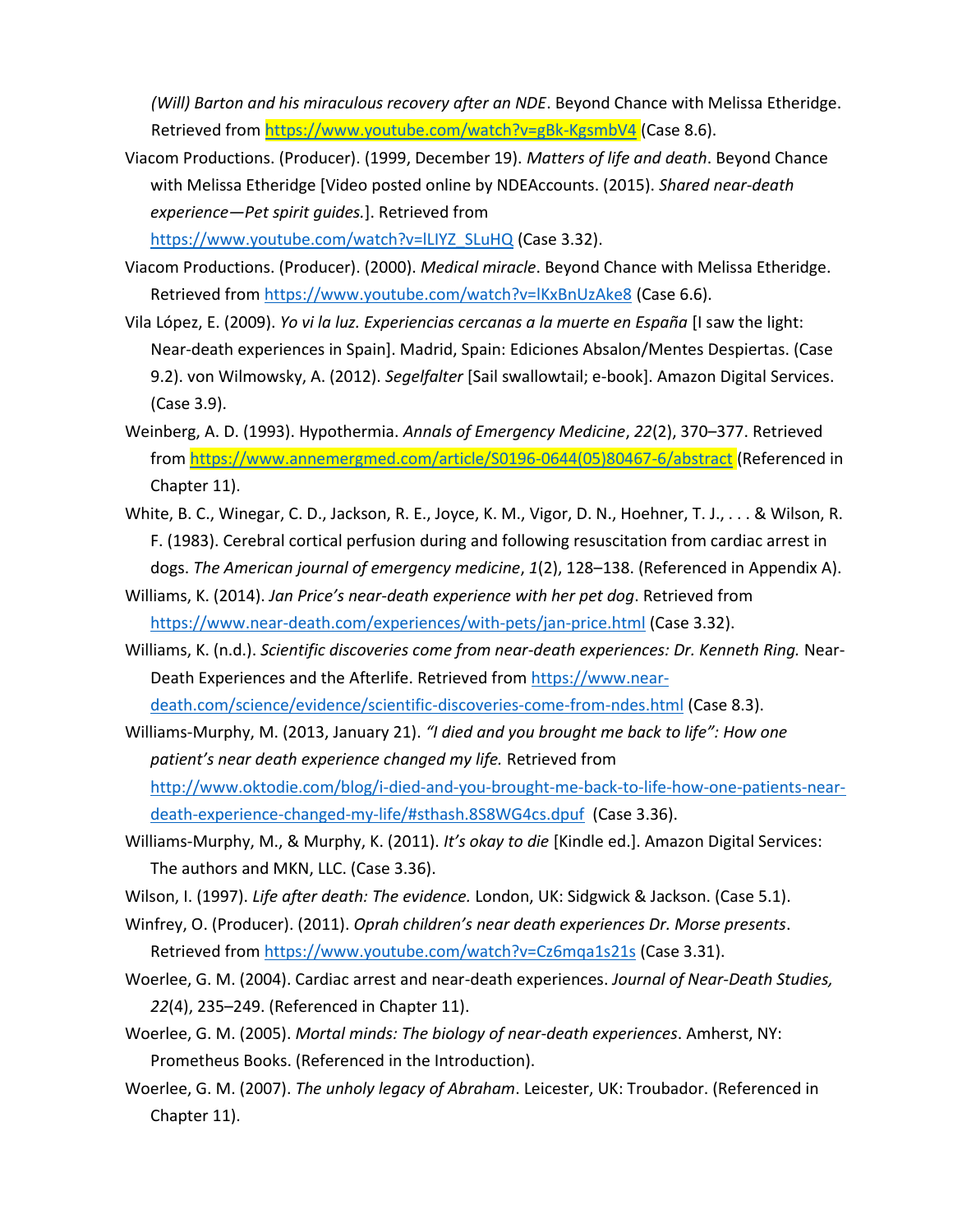*(Will) Barton and his miraculous recovery after an NDE*. Beyond Chance with Melissa Etheridge. Retrieved from https://www.youtube.com/watch?v=gBk-KgsmbV4 (Case 8.6).

Viacom Productions. (Producer). (1999, December 19). *Matters of life and death*. Beyond Chance with Melissa Etheridge [Video posted online by NDEAccounts. (2015). *Shared near-death experience—Pet spirit guides.*]. Retrieved from https://www.youtube.com/watch?v=lLIYZ_SLuHQ (Case 3.32).

Viacom Productions. (Producer). (2000). *Medical miracle*. Beyond Chance with Melissa Etheridge. Retrieved from https://www.youtube.com/watch?v=lKxBnUzAke8 (Case 6.6).

Vila López, E. (2009). *Yo vi la luz. Experiencias cercanas a la muerte en España* [I saw the light: Near-death experiences in Spain]. Madrid, Spain: Ediciones Absalon/Mentes Despiertas. (Case 9.2). von Wilmowsky, A. (2012). *Segelfalter* [Sail swallowtail; e-book]. Amazon Digital Services. (Case 3.9).

Weinberg, A. D. (1993). Hypothermia. *Annals of Emergency Medicine*, *22*(2), 370–377. Retrieved from https://www.annemergmed.com/article/S0196-0644(05)80467-6/abstract (Referenced in Chapter 11).

White, B. C., Winegar, C. D., Jackson, R. E., Joyce, K. M., Vigor, D. N., Hoehner, T. J., . . . & Wilson, R. F. (1983). Cerebral cortical perfusion during and following resuscitation from cardiac arrest in dogs. *The American journal of emergency medicine*, *1*(2), 128–138. (Referenced in Appendix A).

Williams, K. (2014). *Jan Price's near-death experience with her pet dog*. Retrieved from https://www.near-death.com/experiences/with-pets/jan-price.html (Case 3.32).

Williams, K. (n.d.). *Scientific discoveries come from near-death experiences: Dr. Kenneth Ring.* Near-Death Experiences and the Afterlife. Retrieved from https://www.near-death.com/science/evidence/scientific-discoveries-come-from-ndes.html (Case 8.3).

Williams-Murphy, M. (2013, January 21). *"I died and you brought me back to life": How one patient's near death experience changed my life.* Retrieved from http://www.oktodie.com/blog/i-died-and-you-brought-me-back-to-life-how-one-patients-near-death-experience-changed-my-life/#sthash.8S8WG4cs.dpuf (Case 3.36).

Williams-Murphy, M., & Murphy, K. (2011). *It's okay to die* [Kindle ed.]. Amazon Digital Services: The authors and MKN, LLC. (Case 3.36).

Wilson, I. (1997). *Life after death: The evidence.* London, UK: Sidgwick & Jackson. (Case 5.1).

Winfrey, O. (Producer). (2011). *Oprah children's near death experiences Dr. Morse presents*. Retrieved from https://www.youtube.com/watch?v=Cz6mqa1s21s (Case 3.31).

Woerlee, G. M. (2004). Cardiac arrest and near-death experiences. *Journal of Near-Death Studies, 22*(4), 235–249. (Referenced in Chapter 11).

Woerlee, G. M. (2005). *Mortal minds: The biology of near-death experiences*. Amherst, NY: Prometheus Books. (Referenced in the Introduction).

Woerlee, G. M. (2007). *The unholy legacy of Abraham*. Leicester, UK: Troubador. (Referenced in Chapter 11).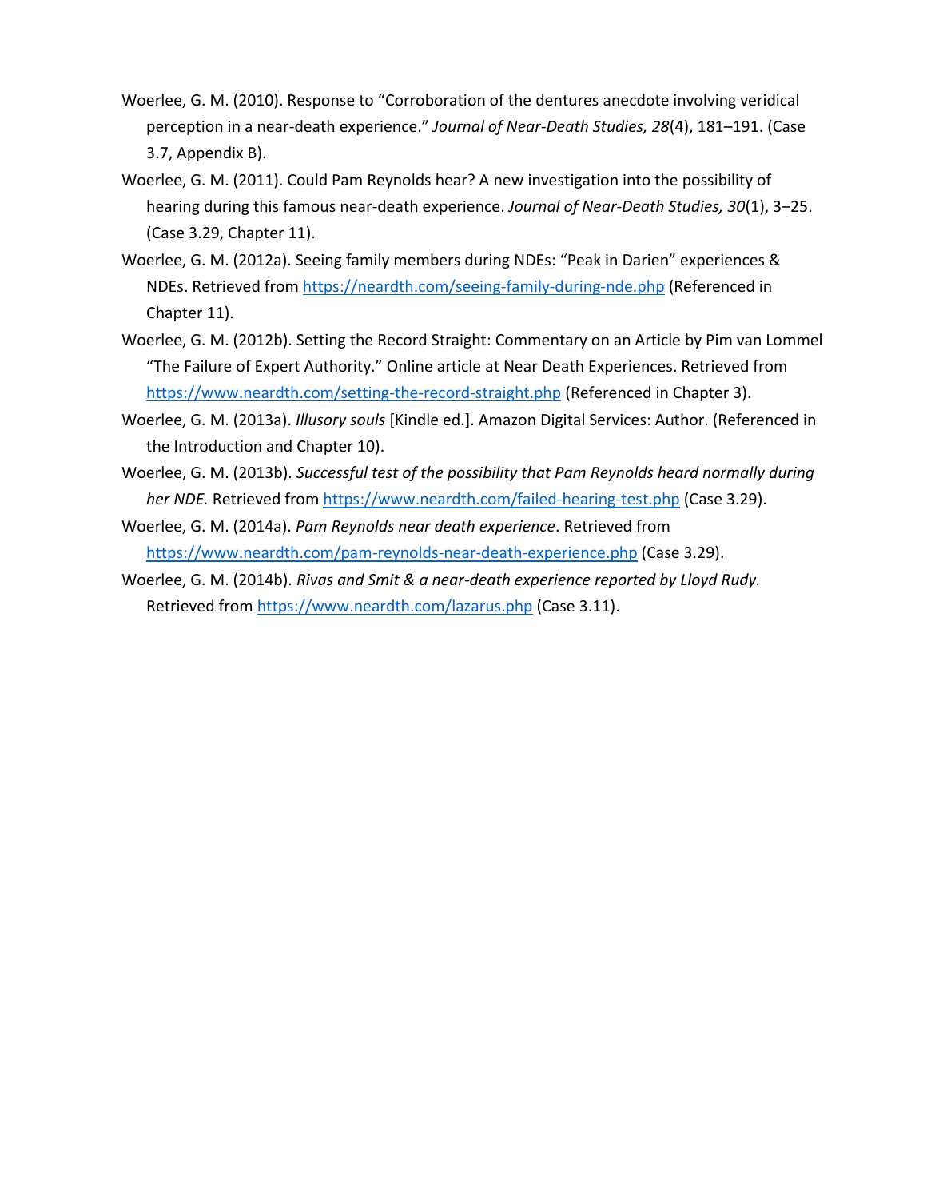Woerlee, G. M. (2010). Response to "Corroboration of the dentures anecdote involving veridical perception in a near-death experience." *Journal of Near-Death Studies, 28*(4), 181–191. (Case 3.7, Appendix B).

Woerlee, G. M. (2011). Could Pam Reynolds hear? A new investigation into the possibility of hearing during this famous near-death experience. *Journal of Near-Death Studies, 30*(1), 3–25. (Case 3.29, Chapter 11).

Woerlee, G. M. (2012a). Seeing family members during NDEs: "Peak in Darien" experiences & NDEs. Retrieved from https://neardth.com/seeing-family-during-nde.php (Referenced in Chapter 11).

Woerlee, G. M. (2012b). Setting the Record Straight: Commentary on an Article by Pim van Lommel "The Failure of Expert Authority." Online article at Near Death Experiences. Retrieved from https://www.neardth.com/setting-the-record-straight.php (Referenced in Chapter 3).

Woerlee, G. M. (2013a). *Illusory souls* [Kindle ed.]. Amazon Digital Services: Author. (Referenced in the Introduction and Chapter 10).

Woerlee, G. M. (2013b). *Successful test of the possibility that Pam Reynolds heard normally during her NDE.* Retrieved from https://www.neardth.com/failed-hearing-test.php (Case 3.29).

Woerlee, G. M. (2014a). *Pam Reynolds near death experience*. Retrieved from https://www.neardth.com/pam-reynolds-near-death-experience.php (Case 3.29).

Woerlee, G. M. (2014b). *Rivas and Smit & a near-death experience reported by Lloyd Rudy.* Retrieved from https://www.neardth.com/lazarus.php (Case 3.11).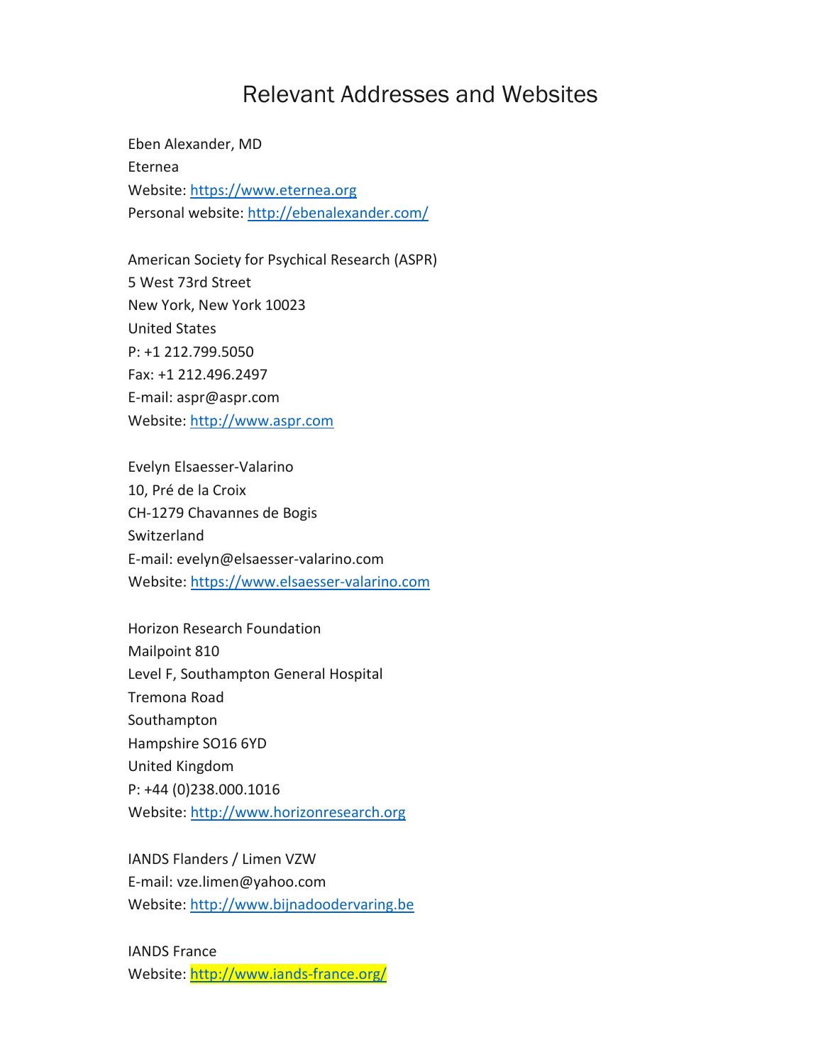# Relevant Addresses and Websites

Eben Alexander, MD  
Eternea  
Website: https://www.eternea.org  
Personal website: http://ebenalexander.com/

American Society for Psychical Research (ASPR)  
5 West 73rd Street  
New York, New York 10023  
United States  
P: +1 212.799.5050  
Fax: +1 212.496.2497  
E-mail: aspr@aspr.com  
Website: http://www.aspr.com

Evelyn Elsaesser-Valarino  
10, Pré de la Croix  
CH-1279 Chavannes de Bogis  
Switzerland  
E-mail: evelyn@elsaesser-valarino.com  
Website: https://www.elsaesser-valarino.com

Horizon Research Foundation  
Mailpoint 810  
Level F, Southampton General Hospital  
Tremona Road  
Southampton  
Hampshire SO16 6YD  
United Kingdom  
P: +44 (0)238.000.1016  
Website: http://www.horizonresearch.org

IANDS Flanders / Limen VZW  
E-mail: vze.limen@yahoo.com  
Website: http://www.bijnadoodervaring.be

IANDS France  
Website: http://www.iands-france.org/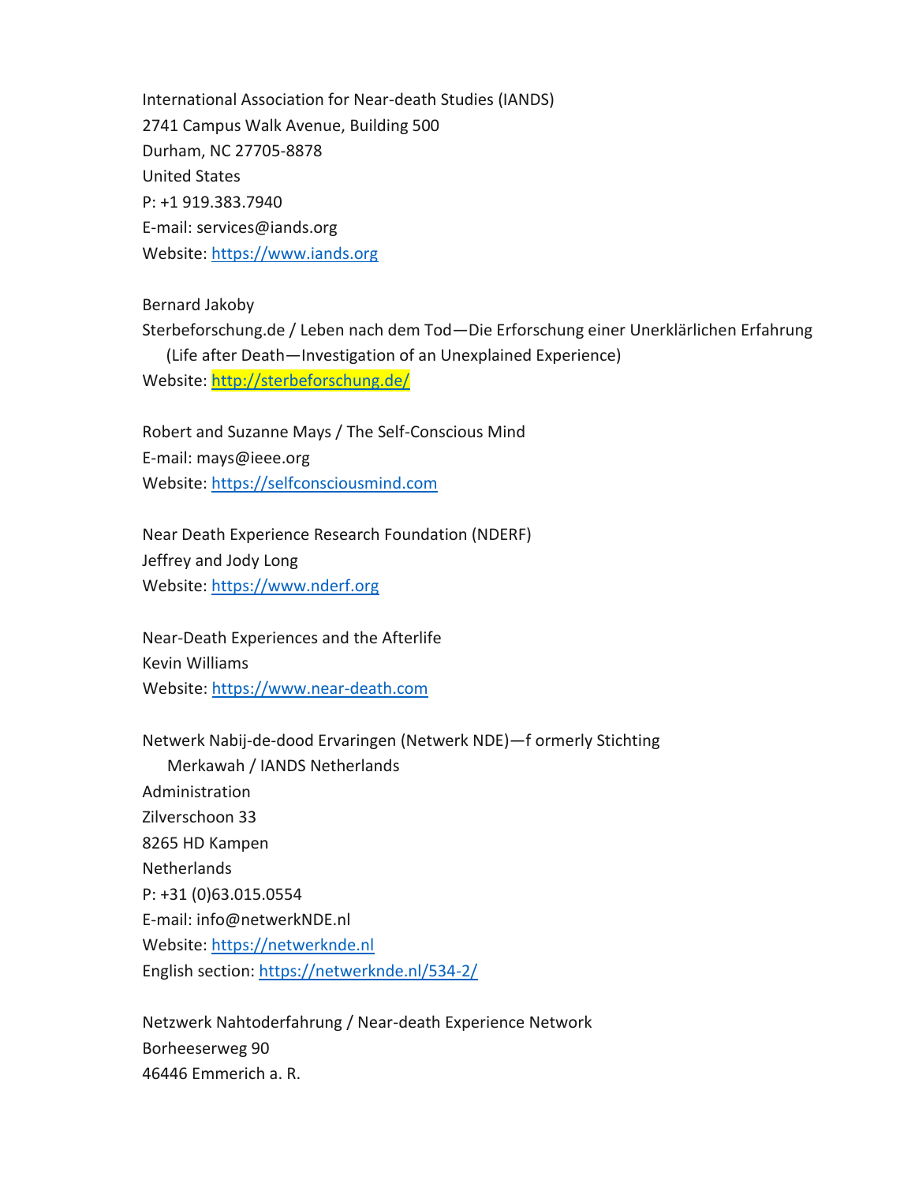International Association for Near-death Studies (IANDS)
2741 Campus Walk Avenue, Building 500
Durham, NC 27705-8878
United States
P: +1 919.383.7940
E-mail: services@iands.org
Website: https://www.iands.org

Bernard Jakoby
Sterbeforschung.de / Leben nach dem Tod—Die Erforschung einer Unerklärlichen Erfahrung (Life after Death—Investigation of an Unexplained Experience)
Website: http://sterbeforschung.de/

Robert and Suzanne Mays / The Self-Conscious Mind
E-mail: mays@ieee.org
Website: https://selfconsciousmind.com

Near Death Experience Research Foundation (NDERF)
Jeffrey and Jody Long
Website: https://www.nderf.org

Near-Death Experiences and the Afterlife
Kevin Williams
Website: https://www.near-death.com

Netwerk Nabij-de-dood Ervaringen (Netwerk NDE)—f ormerly Stichting Merkawah / IANDS Netherlands
Administration
Zilverschoon 33
8265 HD Kampen
Netherlands
P: +31 (0)63.015.0554
E-mail: info@netwerkNDE.nl
Website: https://netwerknde.nl
English section: https://netwerknde.nl/534-2/

Netzwerk Nahtoderfahrung / Near-death Experience Network
Borheeserweg 90
46446 Emmerich a. R.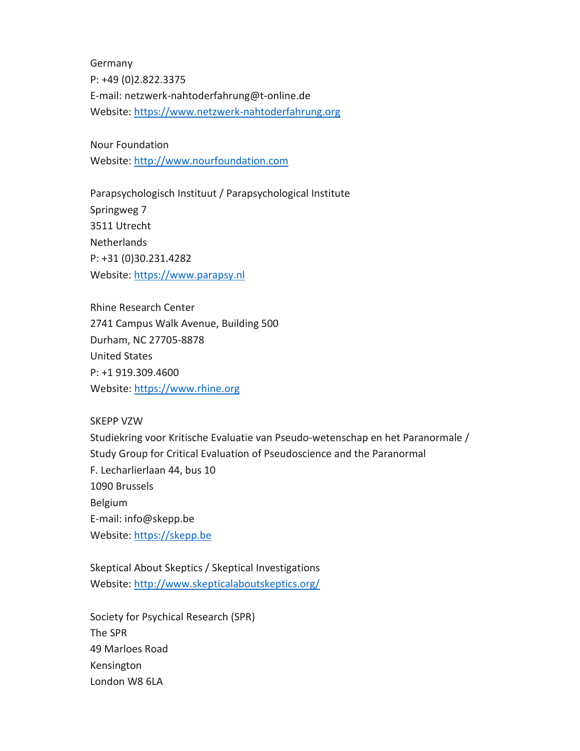Germany
P: +49 (0)2.822.3375
E-mail: netzwerk-nahtoderfahrung@t-online.de
Website: https://www.netzwerk-nahtoderfahrung.org

Nour Foundation
Website: http://www.nourfoundation.com

Parapsychologisch Instituut / Parapsychological Institute
Springweg 7
3511 Utrecht
Netherlands
P: +31 (0)30.231.4282
Website: https://www.parapsy.nl

Rhine Research Center
2741 Campus Walk Avenue, Building 500
Durham, NC 27705-8878
United States
P: +1 919.309.4600
Website: https://www.rhine.org

SKEPP VZW
Studiekring voor Kritische Evaluatie van Pseudo-wetenschap en het Paranormale /
Study Group for Critical Evaluation of Pseudoscience and the Paranormal
F. Lecharlierlaan 44, bus 10
1090 Brussels
Belgium
E-mail: info@skepp.be
Website: https://skepp.be

Skeptical About Skeptics / Skeptical Investigations
Website: http://www.skepticalaboutskeptics.org/

Society for Psychical Research (SPR)
The SPR
49 Marloes Road
Kensington
London W8 6LA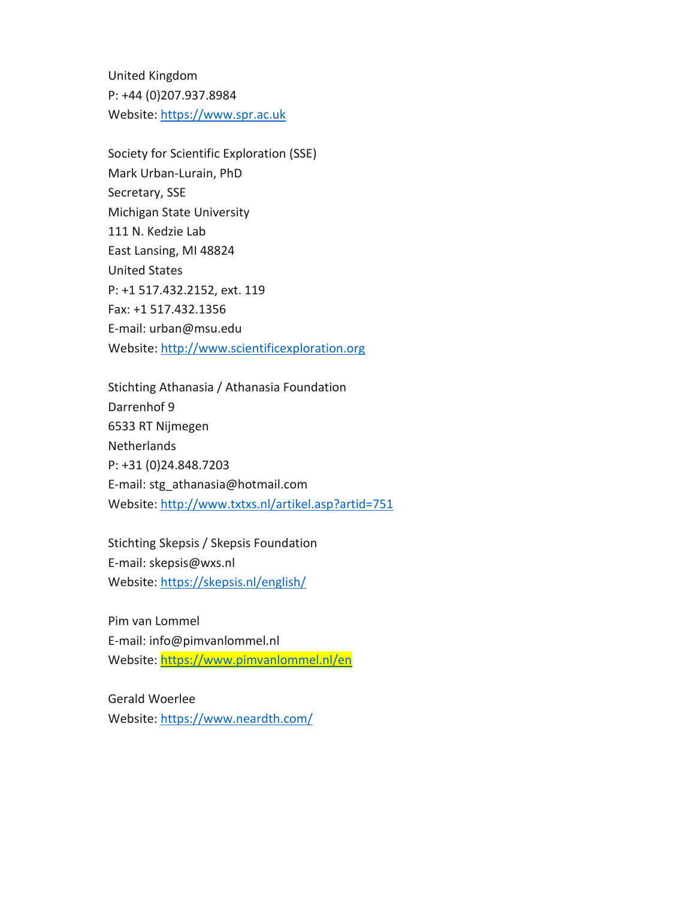United Kingdom
P: +44 (0)207.937.8984
Website: https://www.spr.ac.uk

Society for Scientific Exploration (SSE)
Mark Urban-Lurain, PhD
Secretary, SSE
Michigan State University
111 N. Kedzie Lab
East Lansing, MI 48824
United States
P: +1 517.432.2152, ext. 119
Fax: +1 517.432.1356
E-mail: urban@msu.edu
Website: http://www.scientificexploration.org

Stichting Athanasia / Athanasia Foundation
Darrenhof 9
6533 RT Nijmegen
Netherlands
P: +31 (0)24.848.7203
E-mail: stg_athanasia@hotmail.com
Website: http://www.txtxs.nl/artikel.asp?artid=751

Stichting Skepsis / Skepsis Foundation
E-mail: skepsis@wxs.nl
Website: https://skepsis.nl/english/

Pim van Lommel
E-mail: info@pimvanlommel.nl
Website: https://www.pimvanlommel.nl/en

Gerald Woerlee
Website: https://www.neardth.com/